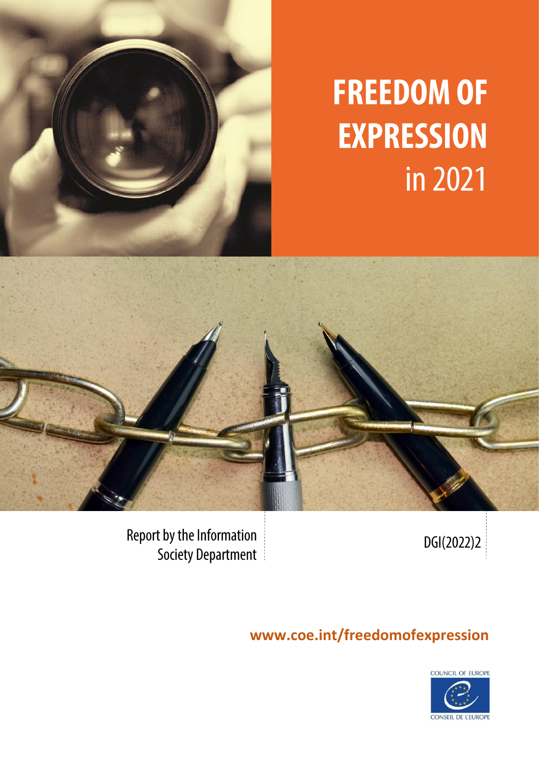# FREEDOM OF EXPRESSION in 2021

Report by the Information Society Department

DGI(2022)2

**www.coe.int/freedomofexpression**

COUNCIL OF EUROPE

CONSEIL DE L'EUROPE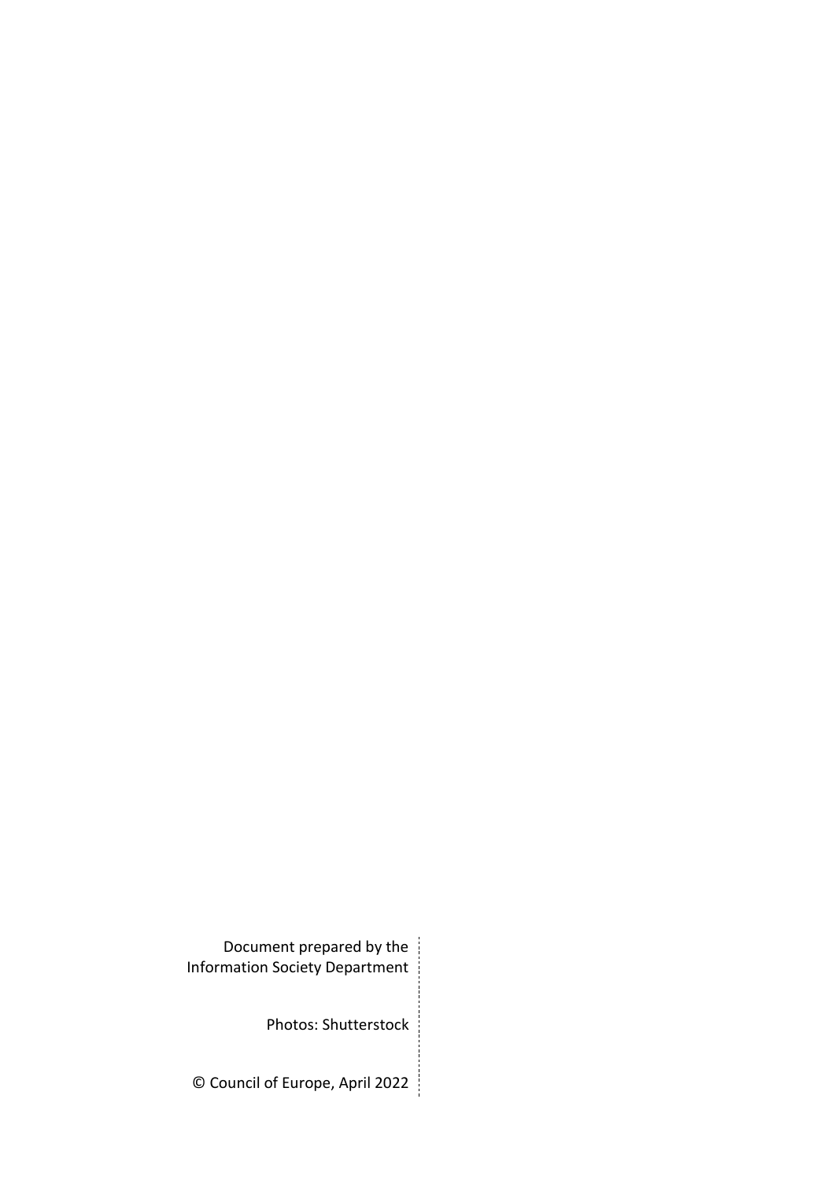Document prepared by the
Information Society Department

Photos: Shutterstock

© Council of Europe, April 2022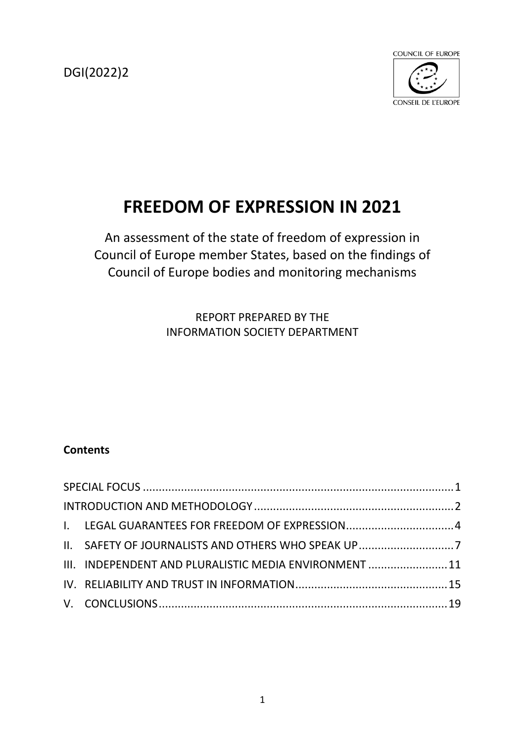DGI(2022)2

COUNCIL OF EUROPE

CONSEIL DE L'EUROPE

# FREEDOM OF EXPRESSION IN 2021

An assessment of the state of freedom of expression in Council of Europe member States, based on the findings of Council of Europe bodies and monitoring mechanisms

REPORT PREPARED BY THE INFORMATION SOCIETY DEPARTMENT

**Contents**

| | |
|---|---|
| SPECIAL FOCUS | 1 |
| INTRODUCTION AND METHODOLOGY | 2 |
| I. LEGAL GUARANTEES FOR FREEDOM OF EXPRESSION | 4 |
| II. SAFETY OF JOURNALISTS AND OTHERS WHO SPEAK UP | 7 |
| III. INDEPENDENT AND PLURALISTIC MEDIA ENVIRONMENT | 11 |
| IV. RELIABILITY AND TRUST IN INFORMATION | 15 |
| V. CONCLUSIONS | 19 |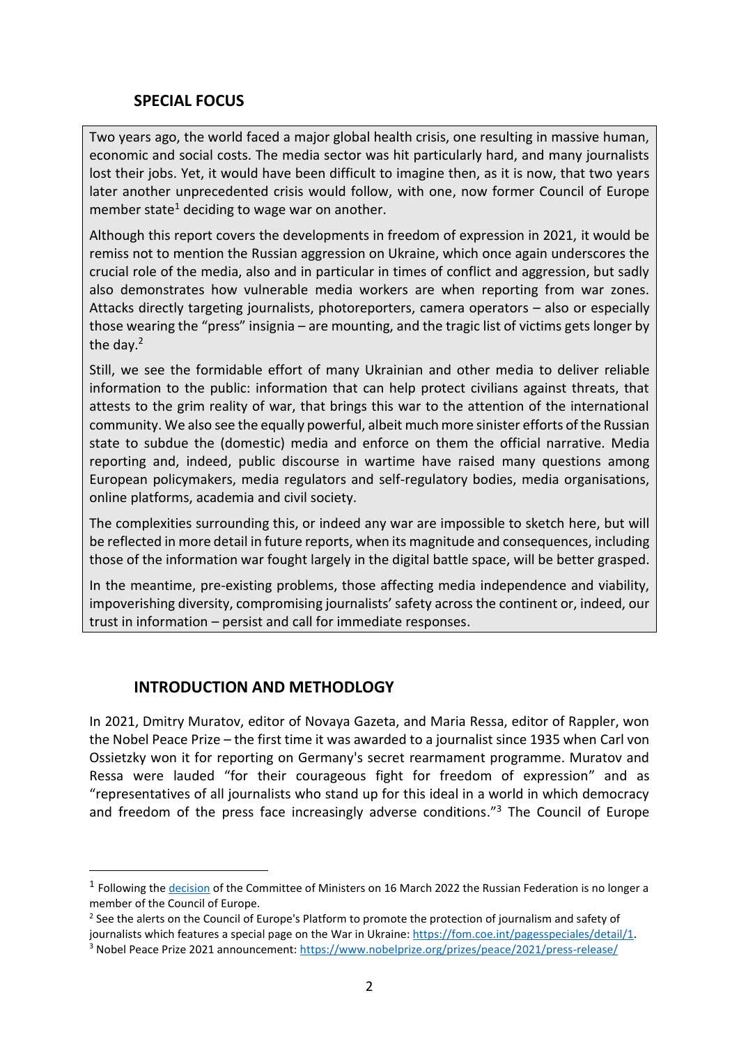## SPECIAL FOCUS

Two years ago, the world faced a major global health crisis, one resulting in massive human, economic and social costs. The media sector was hit particularly hard, and many journalists lost their jobs. Yet, it would have been difficult to imagine then, as it is now, that two years later another unprecedented crisis would follow, with one, now former Council of Europe member state[1] deciding to wage war on another.

Although this report covers the developments in freedom of expression in 2021, it would be remiss not to mention the Russian aggression on Ukraine, which once again underscores the crucial role of the media, also and in particular in times of conflict and aggression, but sadly also demonstrates how vulnerable media workers are when reporting from war zones. Attacks directly targeting journalists, photoreporters, camera operators – also or especially those wearing the "press" insignia – are mounting, and the tragic list of victims gets longer by the day.[2]

Still, we see the formidable effort of many Ukrainian and other media to deliver reliable information to the public: information that can help protect civilians against threats, that attests to the grim reality of war, that brings this war to the attention of the international community. We also see the equally powerful, albeit much more sinister efforts of the Russian state to subdue the (domestic) media and enforce on them the official narrative. Media reporting and, indeed, public discourse in wartime have raised many questions among European policymakers, media regulators and self-regulatory bodies, media organisations, online platforms, academia and civil society.

The complexities surrounding this, or indeed any war are impossible to sketch here, but will be reflected in more detail in future reports, when its magnitude and consequences, including those of the information war fought largely in the digital battle space, will be better grasped.

In the meantime, pre-existing problems, those affecting media independence and viability, impoverishing diversity, compromising journalists' safety across the continent or, indeed, our trust in information – persist and call for immediate responses.

## INTRODUCTION AND METHODLOGY

In 2021, Dmitry Muratov, editor of Novaya Gazeta, and Maria Ressa, editor of Rappler, won the Nobel Peace Prize – the first time it was awarded to a journalist since 1935 when Carl von Ossietzky won it for reporting on Germany's secret rearmament programme. Muratov and Ressa were lauded "for their courageous fight for freedom of expression" and as "representatives of all journalists who stand up for this ideal in a world in which democracy and freedom of the press face increasingly adverse conditions."[3] The Council of Europe

---

[1] Following the decision of the Committee of Ministers on 16 March 2022 the Russian Federation is no longer a member of the Council of Europe.

[2] See the alerts on the Council of Europe's Platform to promote the protection of journalism and safety of journalists which features a special page on the War in Ukraine: https://fom.coe.int/pagesspeciales/detail/1.

[3] Nobel Peace Prize 2021 announcement: https://www.nobelprize.org/prizes/peace/2021/press-release/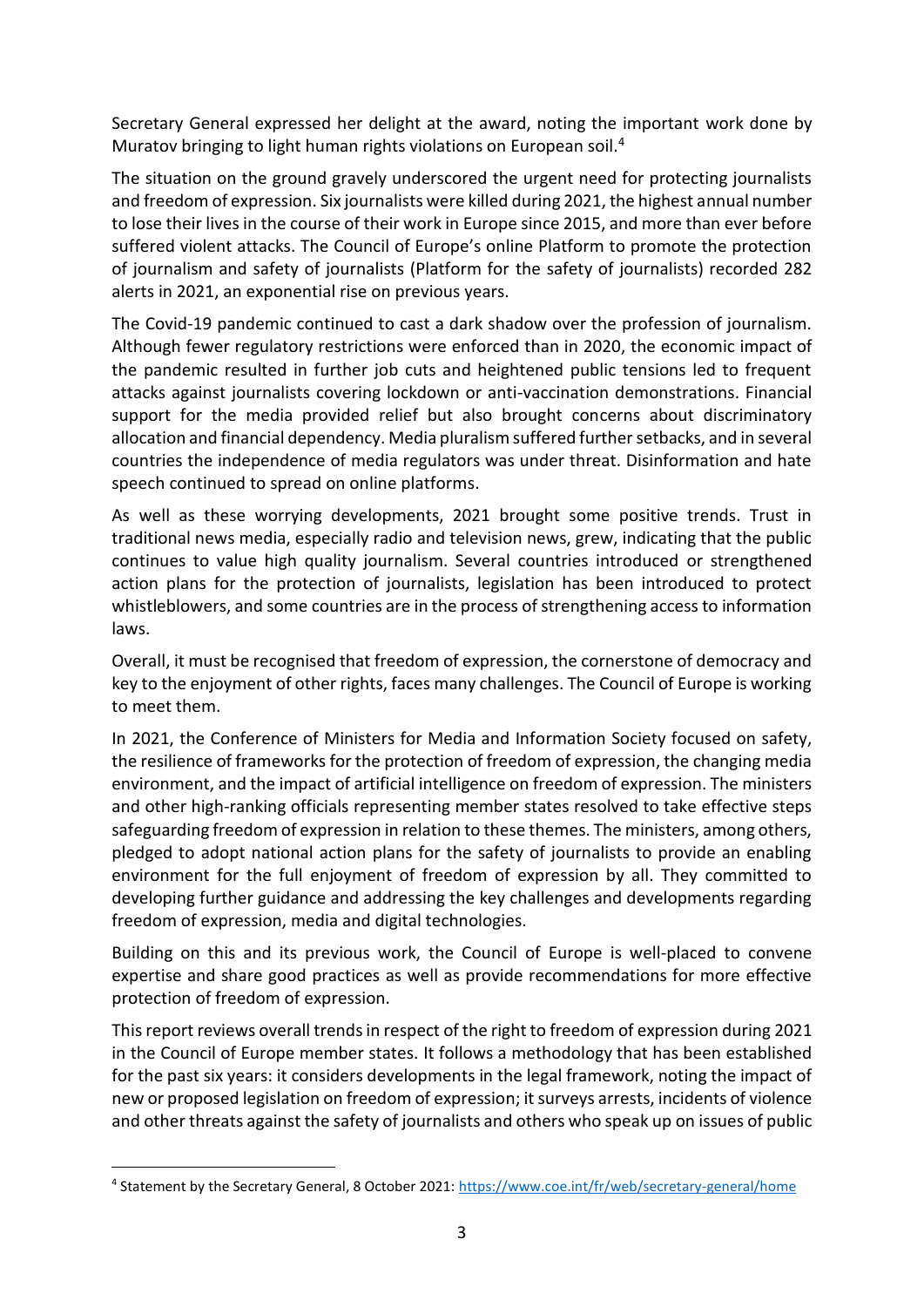Secretary General expressed her delight at the award, noting the important work done by Muratov bringing to light human rights violations on European soil.[4]

The situation on the ground gravely underscored the urgent need for protecting journalists and freedom of expression. Six journalists were killed during 2021, the highest annual number to lose their lives in the course of their work in Europe since 2015, and more than ever before suffered violent attacks. The Council of Europe's online Platform to promote the protection of journalism and safety of journalists (Platform for the safety of journalists) recorded 282 alerts in 2021, an exponential rise on previous years.

The Covid-19 pandemic continued to cast a dark shadow over the profession of journalism. Although fewer regulatory restrictions were enforced than in 2020, the economic impact of the pandemic resulted in further job cuts and heightened public tensions led to frequent attacks against journalists covering lockdown or anti-vaccination demonstrations. Financial support for the media provided relief but also brought concerns about discriminatory allocation and financial dependency. Media pluralism suffered further setbacks, and in several countries the independence of media regulators was under threat. Disinformation and hate speech continued to spread on online platforms.

As well as these worrying developments, 2021 brought some positive trends. Trust in traditional news media, especially radio and television news, grew, indicating that the public continues to value high quality journalism. Several countries introduced or strengthened action plans for the protection of journalists, legislation has been introduced to protect whistleblowers, and some countries are in the process of strengthening access to information laws.

Overall, it must be recognised that freedom of expression, the cornerstone of democracy and key to the enjoyment of other rights, faces many challenges. The Council of Europe is working to meet them.

In 2021, the Conference of Ministers for Media and Information Society focused on safety, the resilience of frameworks for the protection of freedom of expression, the changing media environment, and the impact of artificial intelligence on freedom of expression. The ministers and other high-ranking officials representing member states resolved to take effective steps safeguarding freedom of expression in relation to these themes. The ministers, among others, pledged to adopt national action plans for the safety of journalists to provide an enabling environment for the full enjoyment of freedom of expression by all. They committed to developing further guidance and addressing the key challenges and developments regarding freedom of expression, media and digital technologies.

Building on this and its previous work, the Council of Europe is well-placed to convene expertise and share good practices as well as provide recommendations for more effective protection of freedom of expression.

This report reviews overall trends in respect of the right to freedom of expression during 2021 in the Council of Europe member states. It follows a methodology that has been established for the past six years: it considers developments in the legal framework, noting the impact of new or proposed legislation on freedom of expression; it surveys arrests, incidents of violence and other threats against the safety of journalists and others who speak up on issues of public

[4] Statement by the Secretary General, 8 October 2021: https://www.coe.int/fr/web/secretary-general/home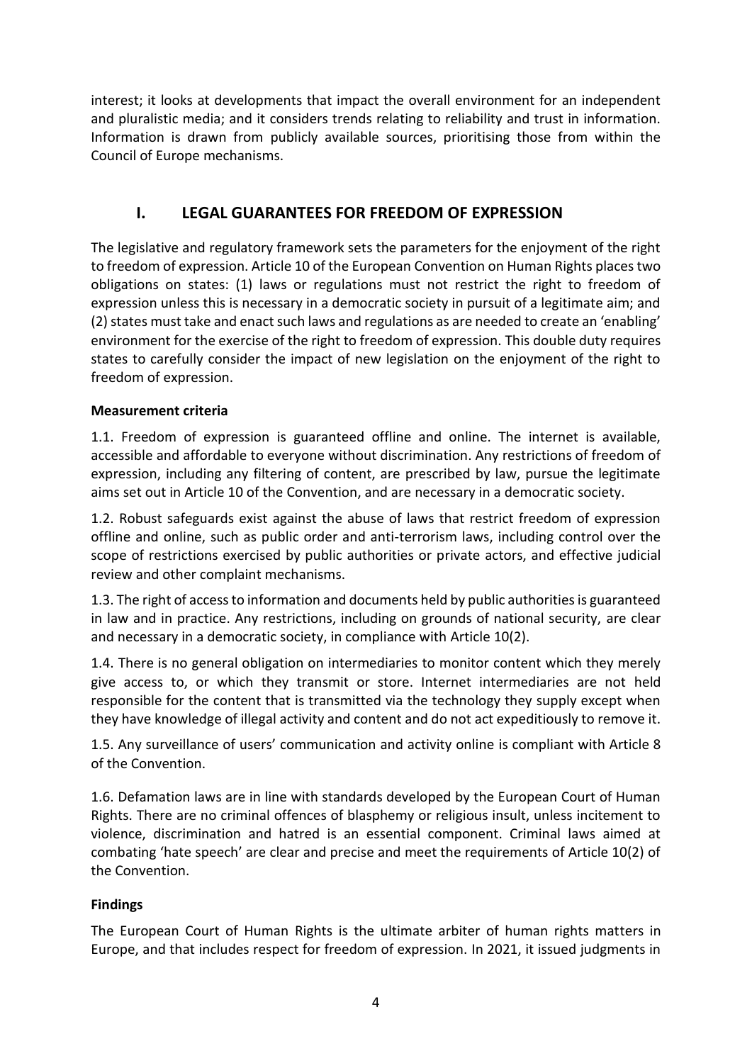interest; it looks at developments that impact the overall environment for an independent and pluralistic media; and it considers trends relating to reliability and trust in information. Information is drawn from publicly available sources, prioritising those from within the Council of Europe mechanisms.

## I. LEGAL GUARANTEES FOR FREEDOM OF EXPRESSION

The legislative and regulatory framework sets the parameters for the enjoyment of the right to freedom of expression. Article 10 of the European Convention on Human Rights places two obligations on states: (1) laws or regulations must not restrict the right to freedom of expression unless this is necessary in a democratic society in pursuit of a legitimate aim; and (2) states must take and enact such laws and regulations as are needed to create an 'enabling' environment for the exercise of the right to freedom of expression. This double duty requires states to carefully consider the impact of new legislation on the enjoyment of the right to freedom of expression.

**Measurement criteria**

1.1. Freedom of expression is guaranteed offline and online. The internet is available, accessible and affordable to everyone without discrimination. Any restrictions of freedom of expression, including any filtering of content, are prescribed by law, pursue the legitimate aims set out in Article 10 of the Convention, and are necessary in a democratic society.

1.2. Robust safeguards exist against the abuse of laws that restrict freedom of expression offline and online, such as public order and anti-terrorism laws, including control over the scope of restrictions exercised by public authorities or private actors, and effective judicial review and other complaint mechanisms.

1.3. The right of access to information and documents held by public authorities is guaranteed in law and in practice. Any restrictions, including on grounds of national security, are clear and necessary in a democratic society, in compliance with Article 10(2).

1.4. There is no general obligation on intermediaries to monitor content which they merely give access to, or which they transmit or store. Internet intermediaries are not held responsible for the content that is transmitted via the technology they supply except when they have knowledge of illegal activity and content and do not act expeditiously to remove it.

1.5. Any surveillance of users' communication and activity online is compliant with Article 8 of the Convention.

1.6. Defamation laws are in line with standards developed by the European Court of Human Rights. There are no criminal offences of blasphemy or religious insult, unless incitement to violence, discrimination and hatred is an essential component. Criminal laws aimed at combating 'hate speech' are clear and precise and meet the requirements of Article 10(2) of the Convention.

**Findings**

The European Court of Human Rights is the ultimate arbiter of human rights matters in Europe, and that includes respect for freedom of expression. In 2021, it issued judgments in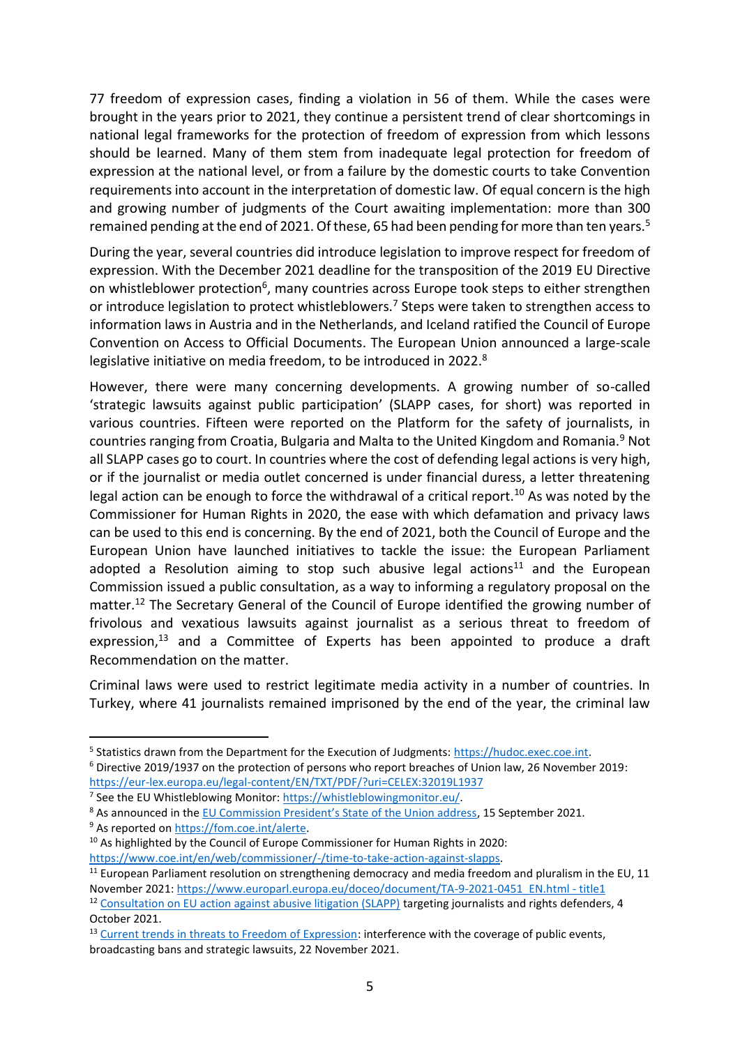77 freedom of expression cases, finding a violation in 56 of them. While the cases were brought in the years prior to 2021, they continue a persistent trend of clear shortcomings in national legal frameworks for the protection of freedom of expression from which lessons should be learned. Many of them stem from inadequate legal protection for freedom of expression at the national level, or from a failure by the domestic courts to take Convention requirements into account in the interpretation of domestic law. Of equal concern is the high and growing number of judgments of the Court awaiting implementation: more than 300 remained pending at the end of 2021. Of these, 65 had been pending for more than ten years.[5]

During the year, several countries did introduce legislation to improve respect for freedom of expression. With the December 2021 deadline for the transposition of the 2019 EU Directive on whistleblower protection[6], many countries across Europe took steps to either strengthen or introduce legislation to protect whistleblowers.[7] Steps were taken to strengthen access to information laws in Austria and in the Netherlands, and Iceland ratified the Council of Europe Convention on Access to Official Documents. The European Union announced a large-scale legislative initiative on media freedom, to be introduced in 2022.[8]

However, there were many concerning developments. A growing number of so-called 'strategic lawsuits against public participation' (SLAPP cases, for short) was reported in various countries. Fifteen were reported on the Platform for the safety of journalists, in countries ranging from Croatia, Bulgaria and Malta to the United Kingdom and Romania.[9] Not all SLAPP cases go to court. In countries where the cost of defending legal actions is very high, or if the journalist or media outlet concerned is under financial duress, a letter threatening legal action can be enough to force the withdrawal of a critical report.[10] As was noted by the Commissioner for Human Rights in 2020, the ease with which defamation and privacy laws can be used to this end is concerning. By the end of 2021, both the Council of Europe and the European Union have launched initiatives to tackle the issue: the European Parliament adopted a Resolution aiming to stop such abusive legal actions[11] and the European Commission issued a public consultation, as a way to informing a regulatory proposal on the matter.[12] The Secretary General of the Council of Europe identified the growing number of frivolous and vexatious lawsuits against journalist as a serious threat to freedom of expression,[13] and a Committee of Experts has been appointed to produce a draft Recommendation on the matter.

Criminal laws were used to restrict legitimate media activity in a number of countries. In Turkey, where 41 journalists remained imprisoned by the end of the year, the criminal law

---

[5] Statistics drawn from the Department for the Execution of Judgments: https://hudoc.exec.coe.int.

[6] Directive 2019/1937 on the protection of persons who report breaches of Union law, 26 November 2019: https://eur-lex.europa.eu/legal-content/EN/TXT/PDF/?uri=CELEX:32019L1937

[7] See the EU Whistleblowing Monitor: https://whistleblowingmonitor.eu/.

[8] As announced in the EU Commission President's State of the Union address, 15 September 2021.

[9] As reported on https://fom.coe.int/alerte.

[10] As highlighted by the Council of Europe Commissioner for Human Rights in 2020: https://www.coe.int/en/web/commissioner/-/time-to-take-action-against-slapps.

[11] European Parliament resolution on strengthening democracy and media freedom and pluralism in the EU, 11 November 2021: https://www.europarl.europa.eu/doceo/document/TA-9-2021-0451_EN.html - title1

[12] Consultation on EU action against abusive litigation (SLAPP) targeting journalists and rights defenders, 4 October 2021.

[13] Current trends in threats to Freedom of Expression: interference with the coverage of public events, broadcasting bans and strategic lawsuits, 22 November 2021.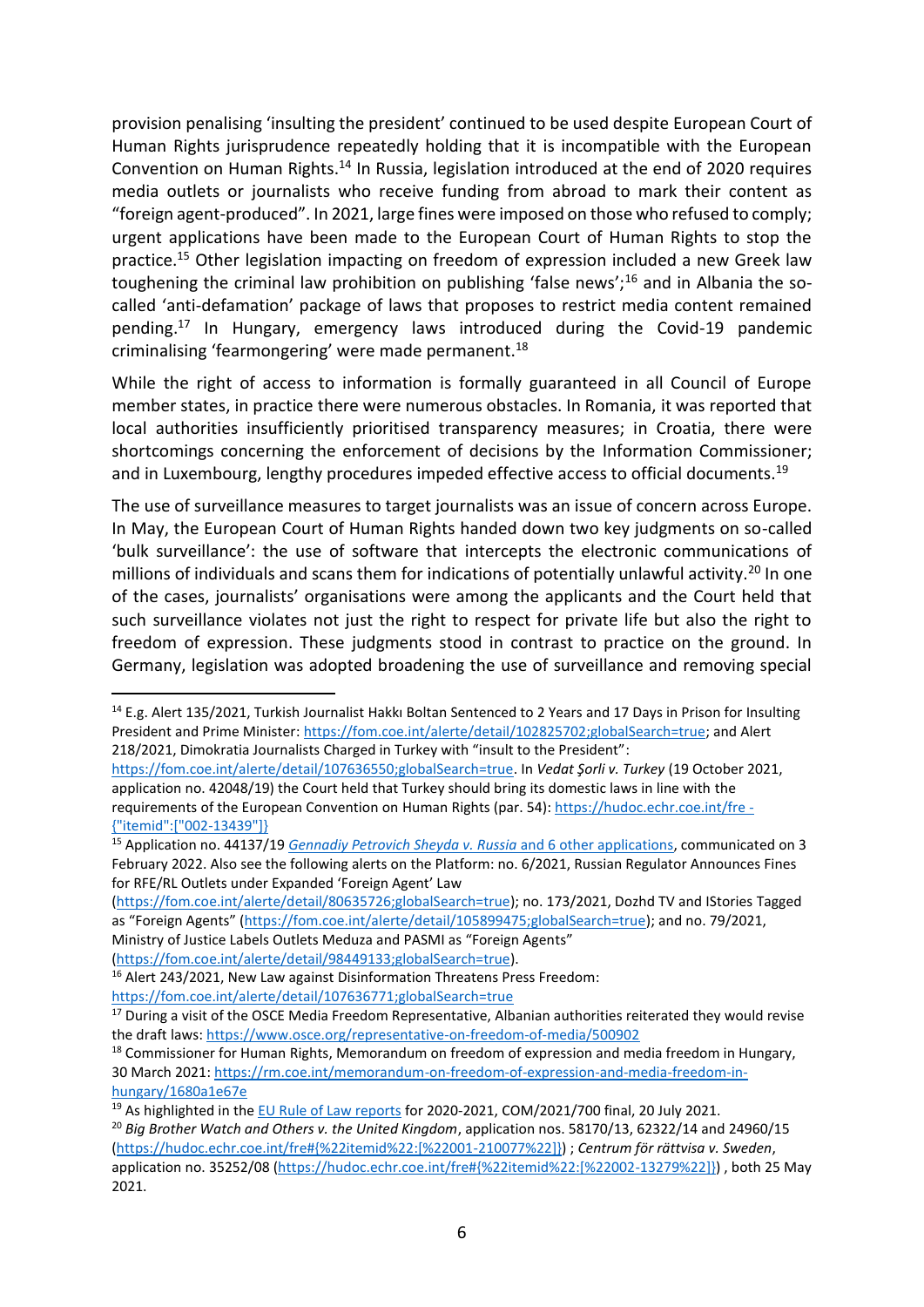provision penalising 'insulting the president' continued to be used despite European Court of Human Rights jurisprudence repeatedly holding that it is incompatible with the European Convention on Human Rights.[14] In Russia, legislation introduced at the end of 2020 requires media outlets or journalists who receive funding from abroad to mark their content as "foreign agent-produced". In 2021, large fines were imposed on those who refused to comply; urgent applications have been made to the European Court of Human Rights to stop the practice.[15] Other legislation impacting on freedom of expression included a new Greek law toughening the criminal law prohibition on publishing 'false news';[16] and in Albania the so-called 'anti-defamation' package of laws that proposes to restrict media content remained pending.[17] In Hungary, emergency laws introduced during the Covid-19 pandemic criminalising 'fearmongering' were made permanent.[18]

While the right of access to information is formally guaranteed in all Council of Europe member states, in practice there were numerous obstacles. In Romania, it was reported that local authorities insufficiently prioritised transparency measures; in Croatia, there were shortcomings concerning the enforcement of decisions by the Information Commissioner; and in Luxembourg, lengthy procedures impeded effective access to official documents.[19]

The use of surveillance measures to target journalists was an issue of concern across Europe. In May, the European Court of Human Rights handed down two key judgments on so-called 'bulk surveillance': the use of software that intercepts the electronic communications of millions of individuals and scans them for indications of potentially unlawful activity.[20] In one of the cases, journalists' organisations were among the applicants and the Court held that such surveillance violates not just the right to respect for private life but also the right to freedom of expression. These judgments stood in contrast to practice on the ground. In Germany, legislation was adopted broadening the use of surveillance and removing special

---

[14] E.g. Alert 135/2021, Turkish Journalist Hakkı Boltan Sentenced to 2 Years and 17 Days in Prison for Insulting President and Prime Minister: https://fom.coe.int/alerte/detail/102825702;globalSearch=true; and Alert 218/2021, Dimokratia Journalists Charged in Turkey with "insult to the President": https://fom.coe.int/alerte/detail/107636550;globalSearch=true. In *Vedat Şorli v. Turkey* (19 October 2021, application no. 42048/19) the Court held that Turkey should bring its domestic laws in line with the requirements of the European Convention on Human Rights (par. 54): https://hudoc.echr.coe.int/fre - {"itemid":["002-13439"]}

[15] Application no. 44137/19 *Gennadiy Petrovich Sheyda v. Russia* and 6 other applications, communicated on 3 February 2022. Also see the following alerts on the Platform: no. 6/2021, Russian Regulator Announces Fines for RFE/RL Outlets under Expanded 'Foreign Agent' Law (https://fom.coe.int/alerte/detail/80635726;globalSearch=true); no. 173/2021, Dozhd TV and IStories Tagged as "Foreign Agents" (https://fom.coe.int/alerte/detail/105899475;globalSearch=true); and no. 79/2021, Ministry of Justice Labels Outlets Meduza and PASMI as "Foreign Agents" (https://fom.coe.int/alerte/detail/98449133;globalSearch=true).

[16] Alert 243/2021, New Law against Disinformation Threatens Press Freedom: https://fom.coe.int/alerte/detail/107636771;globalSearch=true

[17] During a visit of the OSCE Media Freedom Representative, Albanian authorities reiterated they would revise the draft laws: https://www.osce.org/representative-on-freedom-of-media/500902

[18] Commissioner for Human Rights, Memorandum on freedom of expression and media freedom in Hungary, 30 March 2021: https://rm.coe.int/memorandum-on-freedom-of-expression-and-media-freedom-in-hungary/1680a1e67e

[19] As highlighted in the EU Rule of Law reports for 2020-2021, COM/2021/700 final, 20 July 2021.

[20] *Big Brother Watch and Others v. the United Kingdom*, application nos. 58170/13, 62322/14 and 24960/15 (https://hudoc.echr.coe.int/fre#{%22itemid%22:[%22001-210077%22]}) ; *Centrum för rättvisa v. Sweden*, application no. 35252/08 (https://hudoc.echr.coe.int/fre#{%22itemid%22:[%22002-13279%22]}) , both 25 May 2021.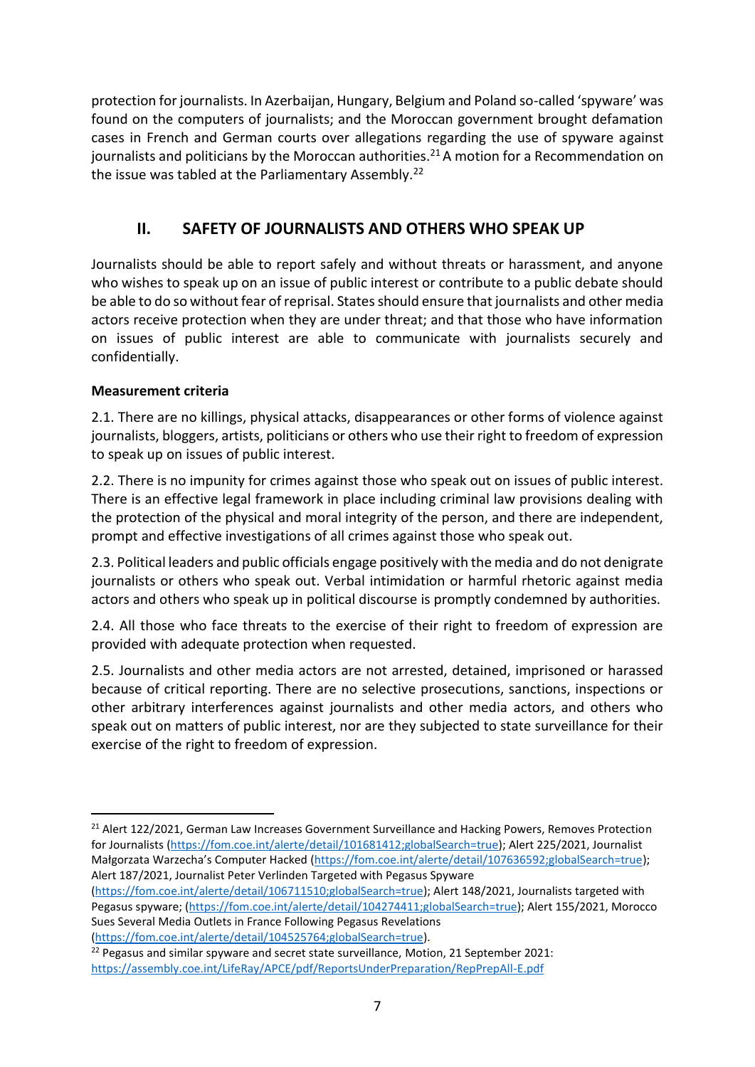protection for journalists. In Azerbaijan, Hungary, Belgium and Poland so-called 'spyware' was found on the computers of journalists; and the Moroccan government brought defamation cases in French and German courts over allegations regarding the use of spyware against journalists and politicians by the Moroccan authorities.[21] A motion for a Recommendation on the issue was tabled at the Parliamentary Assembly.[22]

## II. SAFETY OF JOURNALISTS AND OTHERS WHO SPEAK UP

Journalists should be able to report safely and without threats or harassment, and anyone who wishes to speak up on an issue of public interest or contribute to a public debate should be able to do so without fear of reprisal. States should ensure that journalists and other media actors receive protection when they are under threat; and that those who have information on issues of public interest are able to communicate with journalists securely and confidentially.

**Measurement criteria**

2.1. There are no killings, physical attacks, disappearances or other forms of violence against journalists, bloggers, artists, politicians or others who use their right to freedom of expression to speak up on issues of public interest.

2.2. There is no impunity for crimes against those who speak out on issues of public interest. There is an effective legal framework in place including criminal law provisions dealing with the protection of the physical and moral integrity of the person, and there are independent, prompt and effective investigations of all crimes against those who speak out.

2.3. Political leaders and public officials engage positively with the media and do not denigrate journalists or others who speak out. Verbal intimidation or harmful rhetoric against media actors and others who speak up in political discourse is promptly condemned by authorities.

2.4. All those who face threats to the exercise of their right to freedom of expression are provided with adequate protection when requested.

2.5. Journalists and other media actors are not arrested, detained, imprisoned or harassed because of critical reporting. There are no selective prosecutions, sanctions, inspections or other arbitrary interferences against journalists and other media actors, and others who speak out on matters of public interest, nor are they subjected to state surveillance for their exercise of the right to freedom of expression.

---

[21] Alert 122/2021, German Law Increases Government Surveillance and Hacking Powers, Removes Protection for Journalists (https://fom.coe.int/alerte/detail/101681412;globalSearch=true); Alert 225/2021, Journalist Małgorzata Warzecha's Computer Hacked (https://fom.coe.int/alerte/detail/107636592;globalSearch=true); Alert 187/2021, Journalist Peter Verlinden Targeted with Pegasus Spyware (https://fom.coe.int/alerte/detail/106711510;globalSearch=true); Alert 148/2021, Journalists targeted with Pegasus spyware; (https://fom.coe.int/alerte/detail/104274411;globalSearch=true); Alert 155/2021, Morocco Sues Several Media Outlets in France Following Pegasus Revelations (https://fom.coe.int/alerte/detail/104525764;globalSearch=true).

[22] Pegasus and similar spyware and secret state surveillance, Motion, 21 September 2021: https://assembly.coe.int/LifeRay/APCE/pdf/ReportsUnderPreparation/RepPrepAll-E.pdf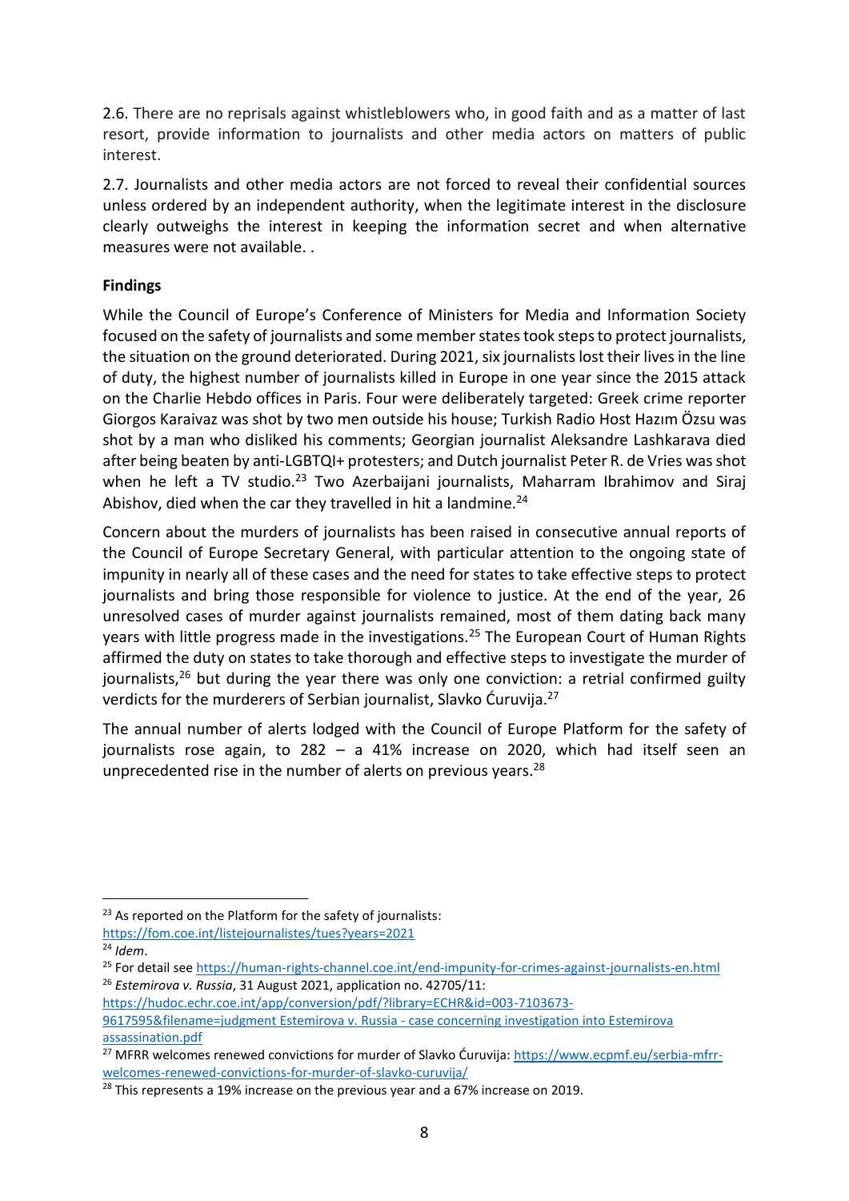2.6. There are no reprisals against whistleblowers who, in good faith and as a matter of last resort, provide information to journalists and other media actors on matters of public interest.

2.7. Journalists and other media actors are not forced to reveal their confidential sources unless ordered by an independent authority, when the legitimate interest in the disclosure clearly outweighs the interest in keeping the information secret and when alternative measures were not available. .

**Findings**

While the Council of Europe's Conference of Ministers for Media and Information Society focused on the safety of journalists and some member states took steps to protect journalists, the situation on the ground deteriorated. During 2021, six journalists lost their lives in the line of duty, the highest number of journalists killed in Europe in one year since the 2015 attack on the Charlie Hebdo offices in Paris. Four were deliberately targeted: Greek crime reporter Giorgos Karaivaz was shot by two men outside his house; Turkish Radio Host Hazım Özsu was shot by a man who disliked his comments; Georgian journalist Aleksandre Lashkarava died after being beaten by anti-LGBTQI+ protesters; and Dutch journalist Peter R. de Vries was shot when he left a TV studio.[23] Two Azerbaijani journalists, Maharram Ibrahimov and Siraj Abishov, died when the car they travelled in hit a landmine.[24]

Concern about the murders of journalists has been raised in consecutive annual reports of the Council of Europe Secretary General, with particular attention to the ongoing state of impunity in nearly all of these cases and the need for states to take effective steps to protect journalists and bring those responsible for violence to justice. At the end of the year, 26 unresolved cases of murder against journalists remained, most of them dating back many years with little progress made in the investigations.[25] The European Court of Human Rights affirmed the duty on states to take thorough and effective steps to investigate the murder of journalists,[26] but during the year there was only one conviction: a retrial confirmed guilty verdicts for the murderers of Serbian journalist, Slavko Ćuruvija.[27]

The annual number of alerts lodged with the Council of Europe Platform for the safety of journalists rose again, to 282 – a 41% increase on 2020, which had itself seen an unprecedented rise in the number of alerts on previous years.[28]

---

[23] As reported on the Platform for the safety of journalists: https://fom.coe.int/listejournalistes/tues?years=2021

[24] *Idem*.

[25] For detail see https://human-rights-channel.coe.int/end-impunity-for-crimes-against-journalists-en.html

[26] *Estemirova v. Russia*, 31 August 2021, application no. 42705/11: https://hudoc.echr.coe.int/app/conversion/pdf/?library=ECHR&id=003-7103673-9617595&filename=judgment Estemirova v. Russia - case concerning investigation into Estemirova assassination.pdf

[27] MFRR welcomes renewed convictions for murder of Slavko Ćuruvija: https://www.ecpmf.eu/serbia-mfrr-welcomes-renewed-convictions-for-murder-of-slavko-curuvija/

[28] This represents a 19% increase on the previous year and a 67% increase on 2019.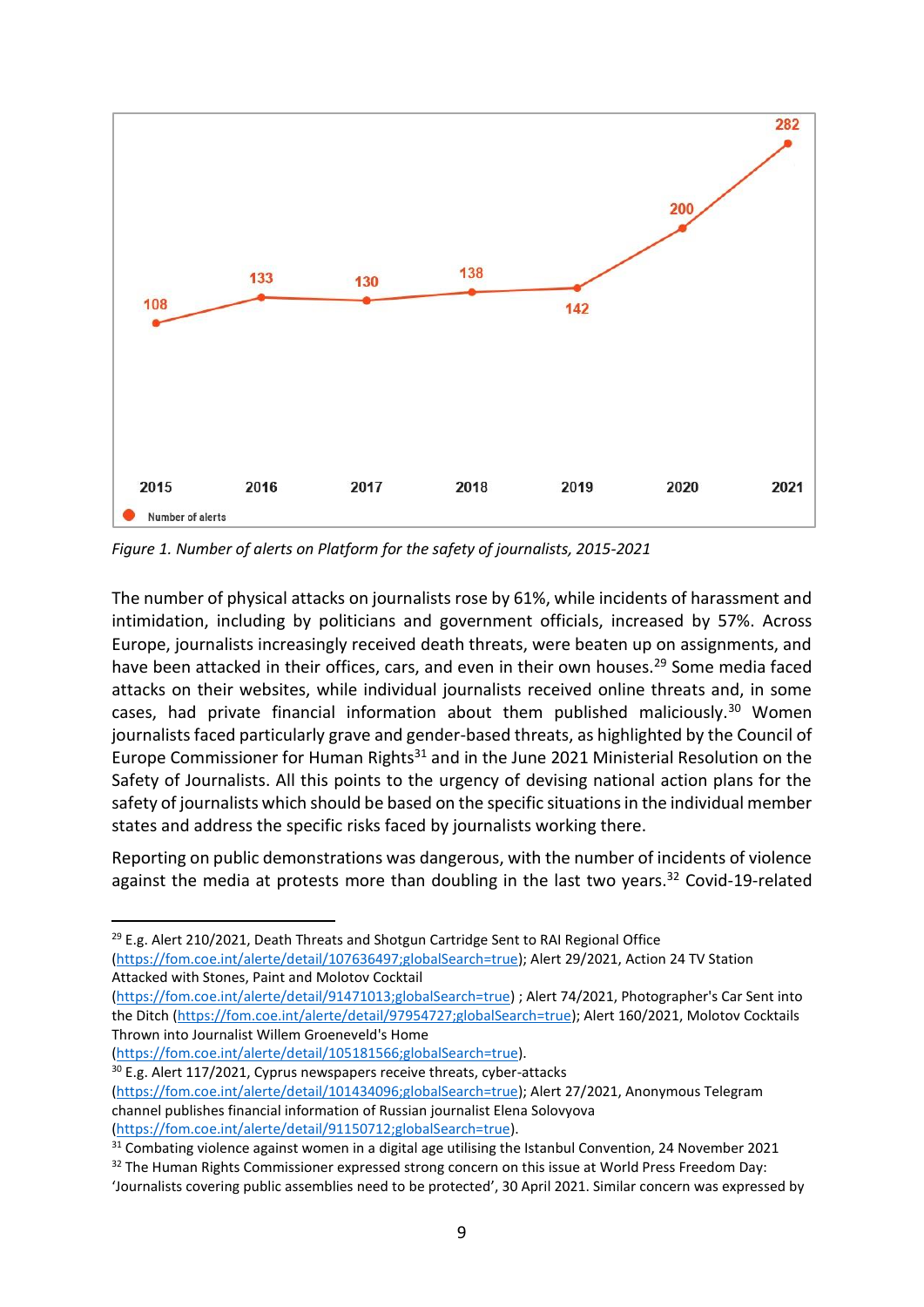| 2015 | 2016 | 2017 | 2018 | 2019 | 2020 | 2021 |
|---|---|---|---|---|---|---|
| 108 | 133 | 130 | 138 | 142 | 200 | 282 |

Number of alerts

*Figure 1. Number of alerts on Platform for the safety of journalists, 2015-2021*

The number of physical attacks on journalists rose by 61%, while incidents of harassment and intimidation, including by politicians and government officials, increased by 57%. Across Europe, journalists increasingly received death threats, were beaten up on assignments, and have been attacked in their offices, cars, and even in their own houses.[29] Some media faced attacks on their websites, while individual journalists received online threats and, in some cases, had private financial information about them published maliciously.[30] Women journalists faced particularly grave and gender-based threats, as highlighted by the Council of Europe Commissioner for Human Rights[31] and in the June 2021 Ministerial Resolution on the Safety of Journalists. All this points to the urgency of devising national action plans for the safety of journalists which should be based on the specific situations in the individual member states and address the specific risks faced by journalists working there.

Reporting on public demonstrations was dangerous, with the number of incidents of violence against the media at protests more than doubling in the last two years.[32] Covid-19-related

---

[29] E.g. Alert 210/2021, Death Threats and Shotgun Cartridge Sent to RAI Regional Office (https://fom.coe.int/alerte/detail/107636497;globalSearch=true); Alert 29/2021, Action 24 TV Station Attacked with Stones, Paint and Molotov Cocktail (https://fom.coe.int/alerte/detail/91471013;globalSearch=true) ; Alert 74/2021, Photographer's Car Sent into the Ditch (https://fom.coe.int/alerte/detail/97954727;globalSearch=true); Alert 160/2021, Molotov Cocktails Thrown into Journalist Willem Groeneveld's Home (https://fom.coe.int/alerte/detail/105181566;globalSearch=true).

[30] E.g. Alert 117/2021, Cyprus newspapers receive threats, cyber-attacks (https://fom.coe.int/alerte/detail/101434096;globalSearch=true); Alert 27/2021, Anonymous Telegram channel publishes financial information of Russian journalist Elena Solovyova (https://fom.coe.int/alerte/detail/91150712;globalSearch=true).

[31] Combating violence against women in a digital age utilising the Istanbul Convention, 24 November 2021

[32] The Human Rights Commissioner expressed strong concern on this issue at World Press Freedom Day: 'Journalists covering public assemblies need to be protected', 30 April 2021. Similar concern was expressed by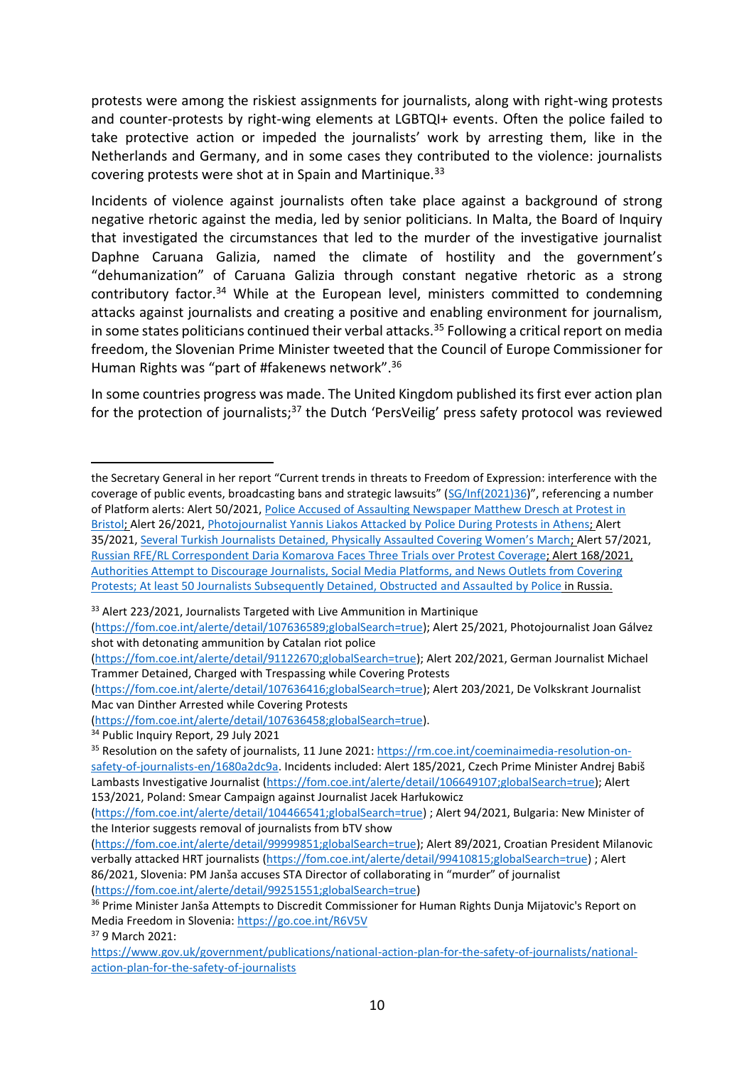protests were among the riskiest assignments for journalists, along with right-wing protests and counter-protests by right-wing elements at LGBTQI+ events. Often the police failed to take protective action or impeded the journalists' work by arresting them, like in the Netherlands and Germany, and in some cases they contributed to the violence: journalists covering protests were shot at in Spain and Martinique.[33]

Incidents of violence against journalists often take place against a background of strong negative rhetoric against the media, led by senior politicians. In Malta, the Board of Inquiry that investigated the circumstances that led to the murder of the investigative journalist Daphne Caruana Galizia, named the climate of hostility and the government's "dehumanization" of Caruana Galizia through constant negative rhetoric as a strong contributory factor.[34] While at the European level, ministers committed to condemning attacks against journalists and creating a positive and enabling environment for journalism, in some states politicians continued their verbal attacks.[35] Following a critical report on media freedom, the Slovenian Prime Minister tweeted that the Council of Europe Commissioner for Human Rights was "part of #fakenews network".[36]

In some countries progress was made. The United Kingdom published its first ever action plan for the protection of journalists;[37] the Dutch 'PersVeilig' press safety protocol was reviewed

---

the Secretary General in her report "Current trends in threats to Freedom of Expression: interference with the coverage of public events, broadcasting bans and strategic lawsuits" (SG/Inf(2021)36)", referencing a number of Platform alerts: Alert 50/2021, Police Accused of Assaulting Newspaper Matthew Dresch at Protest in Bristol; Alert 26/2021, Photojournalist Yannis Liakos Attacked by Police During Protests in Athens; Alert 35/2021, Several Turkish Journalists Detained, Physically Assaulted Covering Women's March; Alert 57/2021, Russian RFE/RL Correspondent Daria Komarova Faces Three Trials over Protest Coverage; Alert 168/2021, Authorities Attempt to Discourage Journalists, Social Media Platforms, and News Outlets from Covering Protests; At least 50 Journalists Subsequently Detained, Obstructed and Assaulted by Police in Russia.

[33] Alert 223/2021, Journalists Targeted with Live Ammunition in Martinique (https://fom.coe.int/alerte/detail/107636589;globalSearch=true); Alert 25/2021, Photojournalist Joan Gálvez shot with detonating ammunition by Catalan riot police (https://fom.coe.int/alerte/detail/91122670;globalSearch=true); Alert 202/2021, German Journalist Michael Trammer Detained, Charged with Trespassing while Covering Protests (https://fom.coe.int/alerte/detail/107636416;globalSearch=true); Alert 203/2021, De Volkskrant Journalist Mac van Dinther Arrested while Covering Protests (https://fom.coe.int/alerte/detail/107636458;globalSearch=true).

[34] Public Inquiry Report, 29 July 2021

[35] Resolution on the safety of journalists, 11 June 2021: https://rm.coe.int/coeminaimedia-resolution-on-safety-of-journalists-en/1680a2dc9a. Incidents included: Alert 185/2021, Czech Prime Minister Andrej Babiš Lambasts Investigative Journalist (https://fom.coe.int/alerte/detail/106649107;globalSearch=true); Alert 153/2021, Poland: Smear Campaign against Journalist Jacek Harłukowicz (https://fom.coe.int/alerte/detail/104466541;globalSearch=true) ; Alert 94/2021, Bulgaria: New Minister of the Interior suggests removal of journalists from bTV show (https://fom.coe.int/alerte/detail/99999851;globalSearch=true); Alert 89/2021, Croatian President Milanovic verbally attacked HRT journalists (https://fom.coe.int/alerte/detail/99410815;globalSearch=true) ; Alert 86/2021, Slovenia: PM Janša accuses STA Director of collaborating in "murder" of journalist (https://fom.coe.int/alerte/detail/99251551;globalSearch=true)

[36] Prime Minister Janša Attempts to Discredit Commissioner for Human Rights Dunja Mijatovic's Report on Media Freedom in Slovenia: https://go.coe.int/R6V5V

[37] 9 March 2021: https://www.gov.uk/government/publications/national-action-plan-for-the-safety-of-journalists/national-action-plan-for-the-safety-of-journalists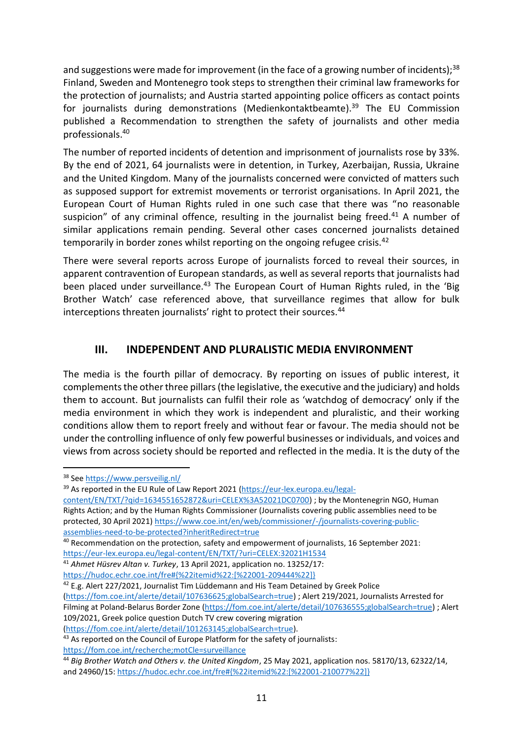and suggestions were made for improvement (in the face of a growing number of incidents);[38] Finland, Sweden and Montenegro took steps to strengthen their criminal law frameworks for the protection of journalists; and Austria started appointing police officers as contact points for journalists during demonstrations (Medienkontaktbeamte).[39] The EU Commission published a Recommendation to strengthen the safety of journalists and other media professionals.[40]

The number of reported incidents of detention and imprisonment of journalists rose by 33%. By the end of 2021, 64 journalists were in detention, in Turkey, Azerbaijan, Russia, Ukraine and the United Kingdom. Many of the journalists concerned were convicted of matters such as supposed support for extremist movements or terrorist organisations. In April 2021, the European Court of Human Rights ruled in one such case that there was "no reasonable suspicion" of any criminal offence, resulting in the journalist being freed.[41] A number of similar applications remain pending. Several other cases concerned journalists detained temporarily in border zones whilst reporting on the ongoing refugee crisis.[42]

There were several reports across Europe of journalists forced to reveal their sources, in apparent contravention of European standards, as well as several reports that journalists had been placed under surveillance.[43] The European Court of Human Rights ruled, in the 'Big Brother Watch' case referenced above, that surveillance regimes that allow for bulk interceptions threaten journalists' right to protect their sources.[44]

## III. INDEPENDENT AND PLURALISTIC MEDIA ENVIRONMENT

The media is the fourth pillar of democracy. By reporting on issues of public interest, it complements the other three pillars (the legislative, the executive and the judiciary) and holds them to account. But journalists can fulfil their role as 'watchdog of democracy' only if the media environment in which they work is independent and pluralistic, and their working conditions allow them to report freely and without fear or favour. The media should not be under the controlling influence of only few powerful businesses or individuals, and voices and views from across society should be reported and reflected in the media. It is the duty of the

---

[38] See https://www.persveilig.nl/

[39] As reported in the EU Rule of Law Report 2021 (https://eur-lex.europa.eu/legal-content/EN/TXT/?qid=1634551652872&uri=CELEX%3A52021DC0700) ; by the Montenegrin NGO, Human Rights Action; and by the Human Rights Commissioner (Journalists covering public assemblies need to be protected, 30 April 2021) https://www.coe.int/en/web/commissioner/-/journalists-covering-public-assemblies-need-to-be-protected?inheritRedirect=true

[40] Recommendation on the protection, safety and empowerment of journalists, 16 September 2021: https://eur-lex.europa.eu/legal-content/EN/TXT/?uri=CELEX:32021H1534

[41] *Ahmet Hüsrev Altan v. Turkey*, 13 April 2021, application no. 13252/17: https://hudoc.echr.coe.int/fre#{%22itemid%22:[%22001-209444%22]}

[42] E.g. Alert 227/2021, Journalist Tim Lüddemann and His Team Detained by Greek Police (https://fom.coe.int/alerte/detail/107636625;globalSearch=true) ; Alert 219/2021, Journalists Arrested for Filming at Poland-Belarus Border Zone (https://fom.coe.int/alerte/detail/107636555;globalSearch=true) ; Alert 109/2021, Greek police question Dutch TV crew covering migration (https://fom.coe.int/alerte/detail/101263145;globalSearch=true).

[43] As reported on the Council of Europe Platform for the safety of journalists: https://fom.coe.int/recherche;motCle=surveillance

[44] *Big Brother Watch and Others v. the United Kingdom*, 25 May 2021, application nos. 58170/13, 62322/14, and 24960/15: https://hudoc.echr.coe.int/fre#{%22itemid%22:[%22001-210077%22]}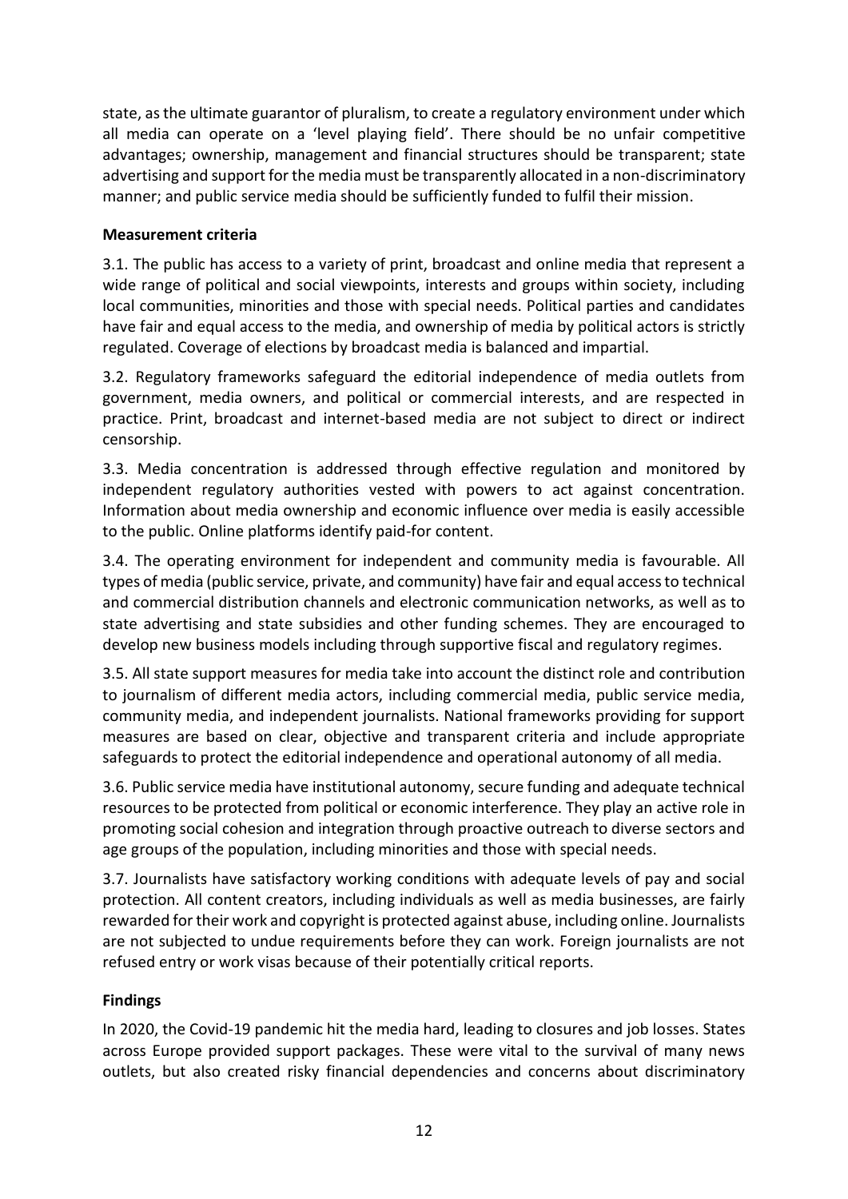state, as the ultimate guarantor of pluralism, to create a regulatory environment under which all media can operate on a 'level playing field'. There should be no unfair competitive advantages; ownership, management and financial structures should be transparent; state advertising and support for the media must be transparently allocated in a non-discriminatory manner; and public service media should be sufficiently funded to fulfil their mission.

**Measurement criteria**

3.1. The public has access to a variety of print, broadcast and online media that represent a wide range of political and social viewpoints, interests and groups within society, including local communities, minorities and those with special needs. Political parties and candidates have fair and equal access to the media, and ownership of media by political actors is strictly regulated. Coverage of elections by broadcast media is balanced and impartial.

3.2. Regulatory frameworks safeguard the editorial independence of media outlets from government, media owners, and political or commercial interests, and are respected in practice. Print, broadcast and internet-based media are not subject to direct or indirect censorship.

3.3. Media concentration is addressed through effective regulation and monitored by independent regulatory authorities vested with powers to act against concentration. Information about media ownership and economic influence over media is easily accessible to the public. Online platforms identify paid-for content.

3.4. The operating environment for independent and community media is favourable. All types of media (public service, private, and community) have fair and equal access to technical and commercial distribution channels and electronic communication networks, as well as to state advertising and state subsidies and other funding schemes. They are encouraged to develop new business models including through supportive fiscal and regulatory regimes.

3.5. All state support measures for media take into account the distinct role and contribution to journalism of different media actors, including commercial media, public service media, community media, and independent journalists. National frameworks providing for support measures are based on clear, objective and transparent criteria and include appropriate safeguards to protect the editorial independence and operational autonomy of all media.

3.6. Public service media have institutional autonomy, secure funding and adequate technical resources to be protected from political or economic interference. They play an active role in promoting social cohesion and integration through proactive outreach to diverse sectors and age groups of the population, including minorities and those with special needs.

3.7. Journalists have satisfactory working conditions with adequate levels of pay and social protection. All content creators, including individuals as well as media businesses, are fairly rewarded for their work and copyright is protected against abuse, including online. Journalists are not subjected to undue requirements before they can work. Foreign journalists are not refused entry or work visas because of their potentially critical reports.

**Findings**

In 2020, the Covid-19 pandemic hit the media hard, leading to closures and job losses. States across Europe provided support packages. These were vital to the survival of many news outlets, but also created risky financial dependencies and concerns about discriminatory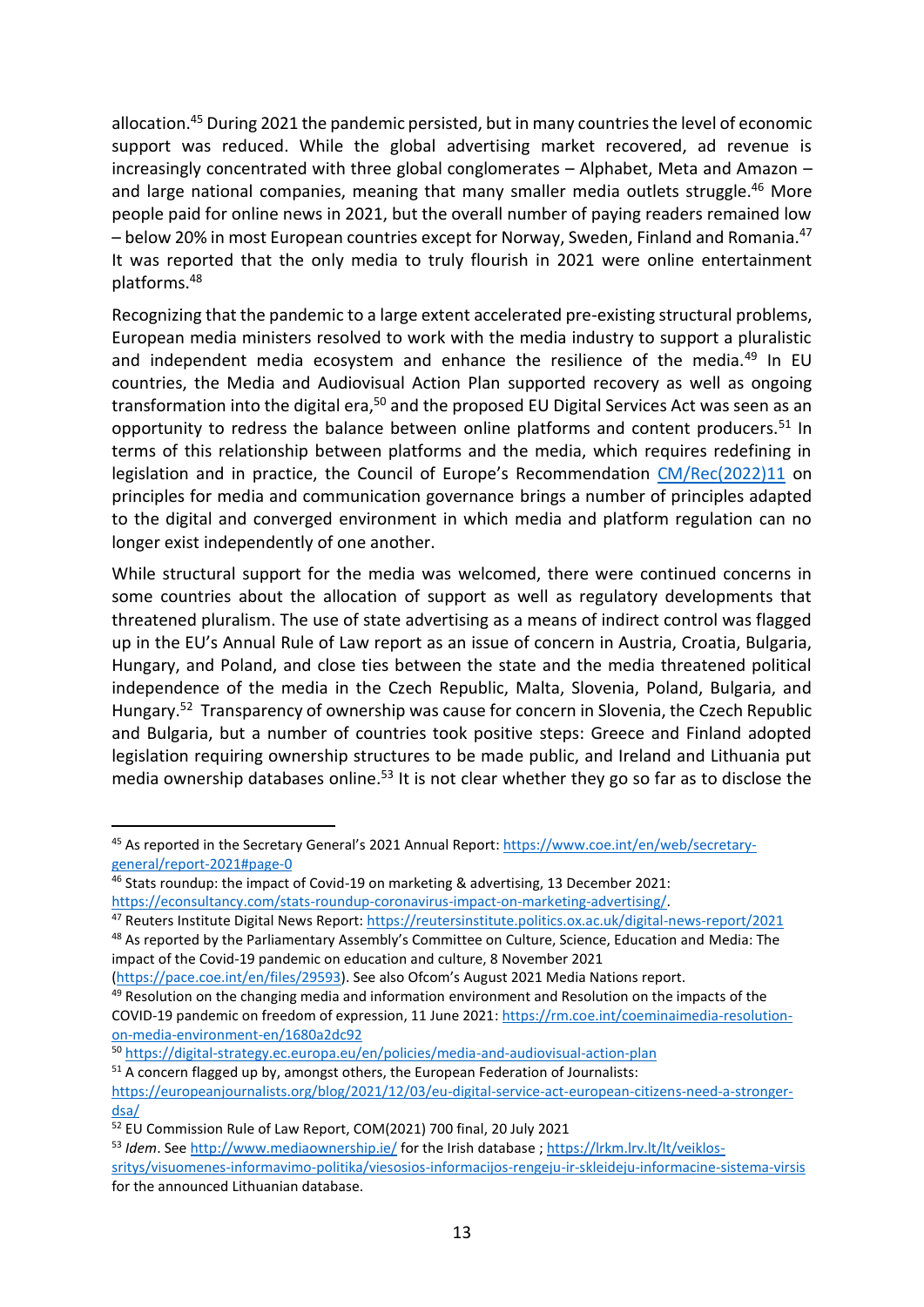allocation.[45] During 2021 the pandemic persisted, but in many countries the level of economic support was reduced. While the global advertising market recovered, ad revenue is increasingly concentrated with three global conglomerates – Alphabet, Meta and Amazon – and large national companies, meaning that many smaller media outlets struggle.[46] More people paid for online news in 2021, but the overall number of paying readers remained low – below 20% in most European countries except for Norway, Sweden, Finland and Romania.[47] It was reported that the only media to truly flourish in 2021 were online entertainment platforms.[48]

Recognizing that the pandemic to a large extent accelerated pre-existing structural problems, European media ministers resolved to work with the media industry to support a pluralistic and independent media ecosystem and enhance the resilience of the media.[49] In EU countries, the Media and Audiovisual Action Plan supported recovery as well as ongoing transformation into the digital era,[50] and the proposed EU Digital Services Act was seen as an opportunity to redress the balance between online platforms and content producers.[51] In terms of this relationship between platforms and the media, which requires redefining in legislation and in practice, the Council of Europe's Recommendation [CM/Rec(2022)11](CM/Rec(2022)11) on principles for media and communication governance brings a number of principles adapted to the digital and converged environment in which media and platform regulation can no longer exist independently of one another.

While structural support for the media was welcomed, there were continued concerns in some countries about the allocation of support as well as regulatory developments that threatened pluralism. The use of state advertising as a means of indirect control was flagged up in the EU's Annual Rule of Law report as an issue of concern in Austria, Croatia, Bulgaria, Hungary, and Poland, and close ties between the state and the media threatened political independence of the media in the Czech Republic, Malta, Slovenia, Poland, Bulgaria, and Hungary.[52] Transparency of ownership was cause for concern in Slovenia, the Czech Republic and Bulgaria, but a number of countries took positive steps: Greece and Finland adopted legislation requiring ownership structures to be made public, and Ireland and Lithuania put media ownership databases online.[53] It is not clear whether they go so far as to disclose the

---

[45] As reported in the Secretary General's 2021 Annual Report: https://www.coe.int/en/web/secretary-general/report-2021#page-0

[46] Stats roundup: the impact of Covid-19 on marketing & advertising, 13 December 2021: https://econsultancy.com/stats-roundup-coronavirus-impact-on-marketing-advertising/.

[47] Reuters Institute Digital News Report: https://reutersinstitute.politics.ox.ac.uk/digital-news-report/2021

[48] As reported by the Parliamentary Assembly's Committee on Culture, Science, Education and Media: The impact of the Covid-19 pandemic on education and culture, 8 November 2021 (https://pace.coe.int/en/files/29593). See also Ofcom's August 2021 Media Nations report.

[49] Resolution on the changing media and information environment and Resolution on the impacts of the COVID-19 pandemic on freedom of expression, 11 June 2021: https://rm.coe.int/coeminaimedia-resolution-on-media-environment-en/1680a2dc92

[50] https://digital-strategy.ec.europa.eu/en/policies/media-and-audiovisual-action-plan

[51] A concern flagged up by, amongst others, the European Federation of Journalists: https://europeanjournalists.org/blog/2021/12/03/eu-digital-service-act-european-citizens-need-a-stronger-dsa/

[52] EU Commission Rule of Law Report, COM(2021) 700 final, 20 July 2021

[53] *Idem*. See http://www.mediaownership.ie/ for the Irish database ; https://lrkm.lrv.lt/lt/veiklos-sritys/visuomenes-informavimo-politika/viesosios-informacijos-rengeju-ir-skleideju-informacine-sistema-virsis for the announced Lithuanian database.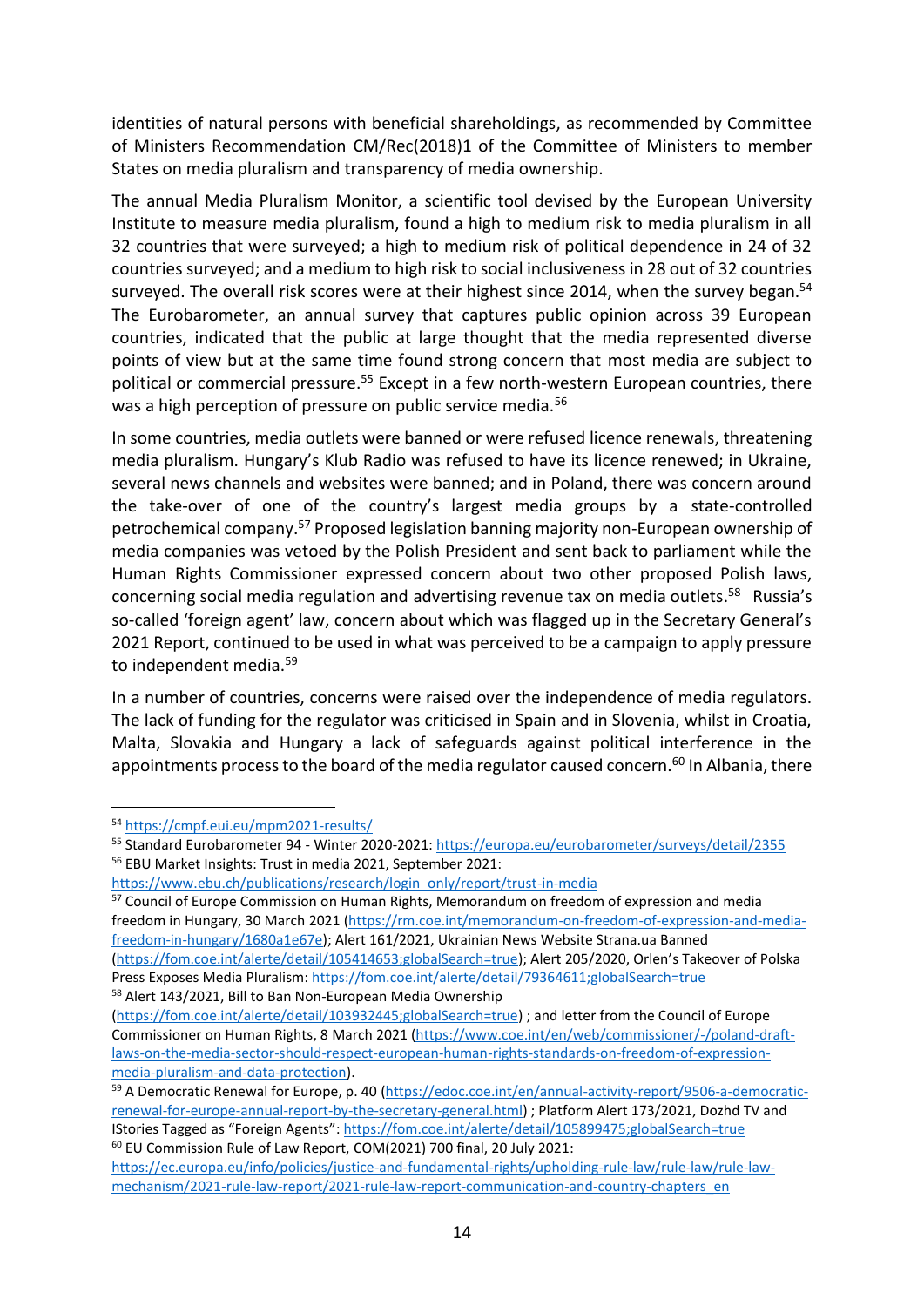identities of natural persons with beneficial shareholdings, as recommended by Committee of Ministers Recommendation CM/Rec(2018)1 of the Committee of Ministers to member States on media pluralism and transparency of media ownership.

The annual Media Pluralism Monitor, a scientific tool devised by the European University Institute to measure media pluralism, found a high to medium risk to media pluralism in all 32 countries that were surveyed; a high to medium risk of political dependence in 24 of 32 countries surveyed; and a medium to high risk to social inclusiveness in 28 out of 32 countries surveyed. The overall risk scores were at their highest since 2014, when the survey began.[54] The Eurobarometer, an annual survey that captures public opinion across 39 European countries, indicated that the public at large thought that the media represented diverse points of view but at the same time found strong concern that most media are subject to political or commercial pressure.[55] Except in a few north-western European countries, there was a high perception of pressure on public service media.[56]

In some countries, media outlets were banned or were refused licence renewals, threatening media pluralism. Hungary's Klub Radio was refused to have its licence renewed; in Ukraine, several news channels and websites were banned; and in Poland, there was concern around the take-over of one of the country's largest media groups by a state-controlled petrochemical company.[57] Proposed legislation banning majority non-European ownership of media companies was vetoed by the Polish President and sent back to parliament while the Human Rights Commissioner expressed concern about two other proposed Polish laws, concerning social media regulation and advertising revenue tax on media outlets.[58] Russia's so-called 'foreign agent' law, concern about which was flagged up in the Secretary General's 2021 Report, continued to be used in what was perceived to be a campaign to apply pressure to independent media.[59]

In a number of countries, concerns were raised over the independence of media regulators. The lack of funding for the regulator was criticised in Spain and in Slovenia, whilst in Croatia, Malta, Slovakia and Hungary a lack of safeguards against political interference in the appointments process to the board of the media regulator caused concern.[60] In Albania, there

---

[54] https://cmpf.eui.eu/mpm2021-results/

[55] Standard Eurobarometer 94 - Winter 2020-2021: https://europa.eu/eurobarometer/surveys/detail/2355

[56] EBU Market Insights: Trust in media 2021, September 2021: https://www.ebu.ch/publications/research/login_only/report/trust-in-media

[57] Council of Europe Commission on Human Rights, Memorandum on freedom of expression and media freedom in Hungary, 30 March 2021 (https://rm.coe.int/memorandum-on-freedom-of-expression-and-media-freedom-in-hungary/1680a1e67e); Alert 161/2021, Ukrainian News Website Strana.ua Banned (https://fom.coe.int/alerte/detail/105414653;globalSearch=true); Alert 205/2020, Orlen's Takeover of Polska Press Exposes Media Pluralism: https://fom.coe.int/alerte/detail/79364611;globalSearch=true

[58] Alert 143/2021, Bill to Ban Non-European Media Ownership (https://fom.coe.int/alerte/detail/103932445;globalSearch=true) ; and letter from the Council of Europe Commissioner on Human Rights, 8 March 2021 (https://www.coe.int/en/web/commissioner/-/poland-draft-laws-on-the-media-sector-should-respect-european-human-rights-standards-on-freedom-of-expression-media-pluralism-and-data-protection).

[59] A Democratic Renewal for Europe, p. 40 (https://edoc.coe.int/en/annual-activity-report/9506-a-democratic-renewal-for-europe-annual-report-by-the-secretary-general.html) ; Platform Alert 173/2021, Dozhd TV and IStories Tagged as "Foreign Agents": https://fom.coe.int/alerte/detail/105899475;globalSearch=true

[60] EU Commission Rule of Law Report, COM(2021) 700 final, 20 July 2021: https://ec.europa.eu/info/policies/justice-and-fundamental-rights/upholding-rule-law/rule-law/rule-law-mechanism/2021-rule-law-report/2021-rule-law-report-communication-and-country-chapters_en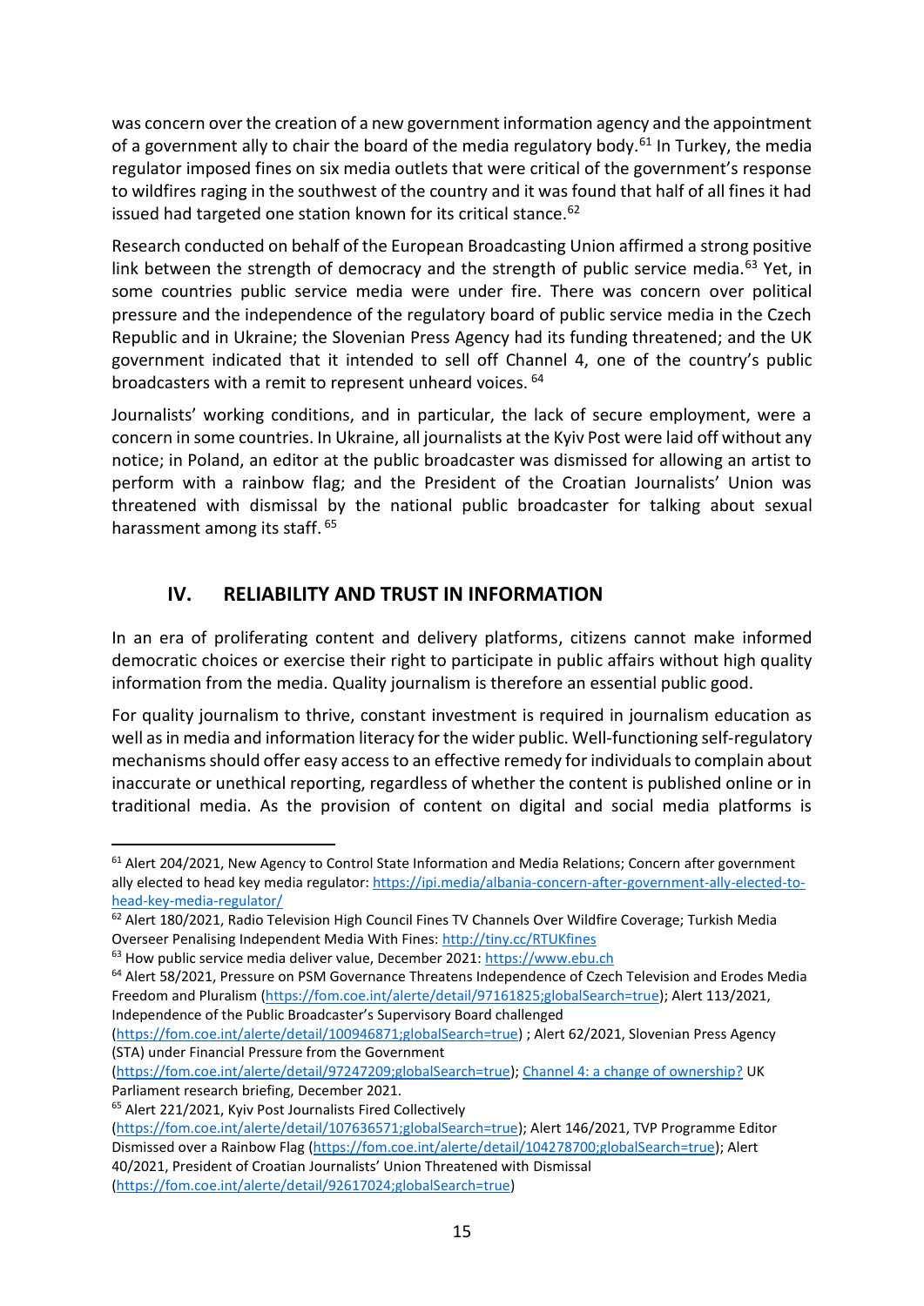was concern over the creation of a new government information agency and the appointment of a government ally to chair the board of the media regulatory body.[61] In Turkey, the media regulator imposed fines on six media outlets that were critical of the government's response to wildfires raging in the southwest of the country and it was found that half of all fines it had issued had targeted one station known for its critical stance.[62]

Research conducted on behalf of the European Broadcasting Union affirmed a strong positive link between the strength of democracy and the strength of public service media.[63] Yet, in some countries public service media were under fire. There was concern over political pressure and the independence of the regulatory board of public service media in the Czech Republic and in Ukraine; the Slovenian Press Agency had its funding threatened; and the UK government indicated that it intended to sell off Channel 4, one of the country's public broadcasters with a remit to represent unheard voices. [64]

Journalists' working conditions, and in particular, the lack of secure employment, were a concern in some countries. In Ukraine, all journalists at the Kyiv Post were laid off without any notice; in Poland, an editor at the public broadcaster was dismissed for allowing an artist to perform with a rainbow flag; and the President of the Croatian Journalists' Union was threatened with dismissal by the national public broadcaster for talking about sexual harassment among its staff. [65]

## IV. RELIABILITY AND TRUST IN INFORMATION

In an era of proliferating content and delivery platforms, citizens cannot make informed democratic choices or exercise their right to participate in public affairs without high quality information from the media. Quality journalism is therefore an essential public good.

For quality journalism to thrive, constant investment is required in journalism education as well as in media and information literacy for the wider public. Well-functioning self-regulatory mechanisms should offer easy access to an effective remedy for individuals to complain about inaccurate or unethical reporting, regardless of whether the content is published online or in traditional media. As the provision of content on digital and social media platforms is

---

[61] Alert 204/2021, New Agency to Control State Information and Media Relations; Concern after government ally elected to head key media regulator: https://ipi.media/albania-concern-after-government-ally-elected-to-head-key-media-regulator/

[62] Alert 180/2021, Radio Television High Council Fines TV Channels Over Wildfire Coverage; Turkish Media Overseer Penalising Independent Media With Fines: http://tiny.cc/RTUKfines

[63] How public service media deliver value, December 2021: https://www.ebu.ch

[64] Alert 58/2021, Pressure on PSM Governance Threatens Independence of Czech Television and Erodes Media Freedom and Pluralism (https://fom.coe.int/alerte/detail/97161825;globalSearch=true); Alert 113/2021, Independence of the Public Broadcaster's Supervisory Board challenged (https://fom.coe.int/alerte/detail/100946871;globalSearch=true) ; Alert 62/2021, Slovenian Press Agency (STA) under Financial Pressure from the Government (https://fom.coe.int/alerte/detail/97247209;globalSearch=true); Channel 4: a change of ownership? UK Parliament research briefing, December 2021.

[65] Alert 221/2021, Kyiv Post Journalists Fired Collectively (https://fom.coe.int/alerte/detail/107636571;globalSearch=true); Alert 146/2021, TVP Programme Editor Dismissed over a Rainbow Flag (https://fom.coe.int/alerte/detail/104278700;globalSearch=true); Alert 40/2021, President of Croatian Journalists' Union Threatened with Dismissal (https://fom.coe.int/alerte/detail/92617024;globalSearch=true)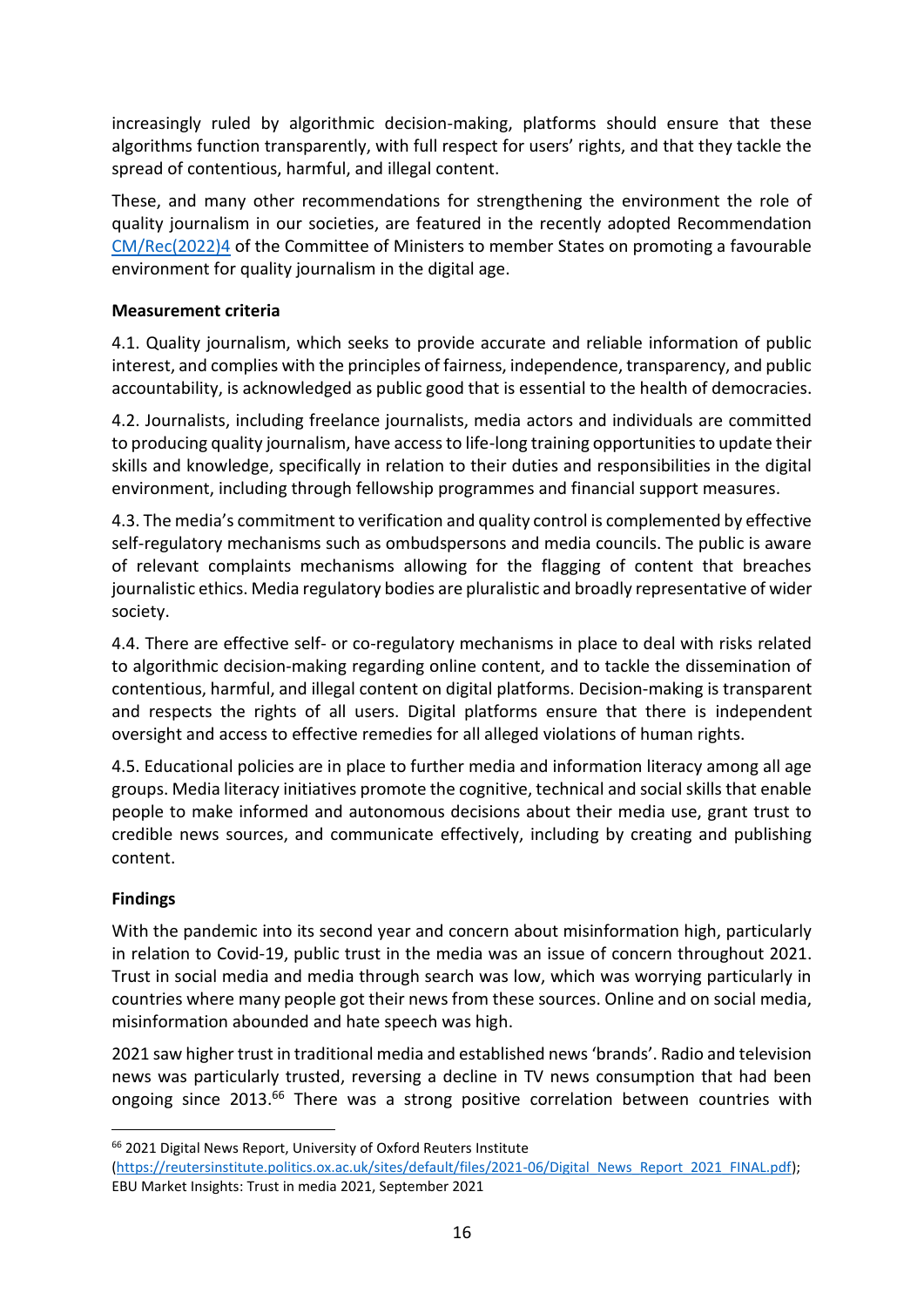increasingly ruled by algorithmic decision-making, platforms should ensure that these algorithms function transparently, with full respect for users' rights, and that they tackle the spread of contentious, harmful, and illegal content.

These, and many other recommendations for strengthening the environment the role of quality journalism in our societies, are featured in the recently adopted Recommendation [CM/Rec(2022)4](CM/Rec(2022)4) of the Committee of Ministers to member States on promoting a favourable environment for quality journalism in the digital age.

**Measurement criteria**

4.1. Quality journalism, which seeks to provide accurate and reliable information of public interest, and complies with the principles of fairness, independence, transparency, and public accountability, is acknowledged as public good that is essential to the health of democracies.

4.2. Journalists, including freelance journalists, media actors and individuals are committed to producing quality journalism, have access to life-long training opportunities to update their skills and knowledge, specifically in relation to their duties and responsibilities in the digital environment, including through fellowship programmes and financial support measures.

4.3. The media's commitment to verification and quality control is complemented by effective self-regulatory mechanisms such as ombudspersons and media councils. The public is aware of relevant complaints mechanisms allowing for the flagging of content that breaches journalistic ethics. Media regulatory bodies are pluralistic and broadly representative of wider society.

4.4. There are effective self- or co-regulatory mechanisms in place to deal with risks related to algorithmic decision-making regarding online content, and to tackle the dissemination of contentious, harmful, and illegal content on digital platforms. Decision-making is transparent and respects the rights of all users. Digital platforms ensure that there is independent oversight and access to effective remedies for all alleged violations of human rights.

4.5. Educational policies are in place to further media and information literacy among all age groups. Media literacy initiatives promote the cognitive, technical and social skills that enable people to make informed and autonomous decisions about their media use, grant trust to credible news sources, and communicate effectively, including by creating and publishing content.

**Findings**

With the pandemic into its second year and concern about misinformation high, particularly in relation to Covid-19, public trust in the media was an issue of concern throughout 2021. Trust in social media and media through search was low, which was worrying particularly in countries where many people got their news from these sources. Online and on social media, misinformation abounded and hate speech was high.

2021 saw higher trust in traditional media and established news 'brands'. Radio and television news was particularly trusted, reversing a decline in TV news consumption that had been ongoing since 2013.[66] There was a strong positive correlation between countries with

[66] 2021 Digital News Report, University of Oxford Reuters Institute (https://reutersinstitute.politics.ox.ac.uk/sites/default/files/2021-06/Digital_News_Report_2021_FINAL.pdf); EBU Market Insights: Trust in media 2021, September 2021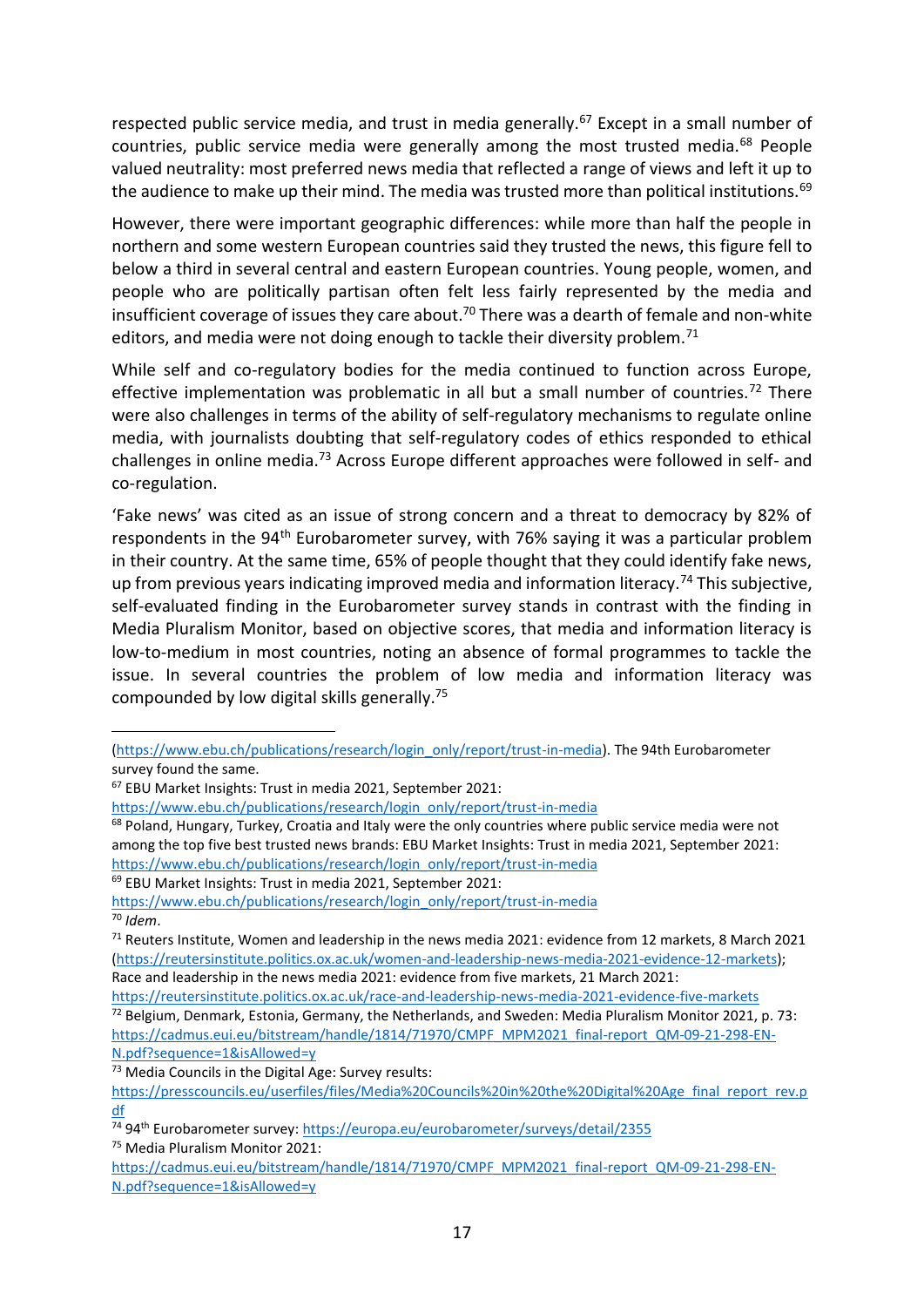respected public service media, and trust in media generally.[67] Except in a small number of countries, public service media were generally among the most trusted media.[68] People valued neutrality: most preferred news media that reflected a range of views and left it up to the audience to make up their mind. The media was trusted more than political institutions.[69]

However, there were important geographic differences: while more than half the people in northern and some western European countries said they trusted the news, this figure fell to below a third in several central and eastern European countries. Young people, women, and people who are politically partisan often felt less fairly represented by the media and insufficient coverage of issues they care about.[70] There was a dearth of female and non-white editors, and media were not doing enough to tackle their diversity problem.[71]

While self and co-regulatory bodies for the media continued to function across Europe, effective implementation was problematic in all but a small number of countries.[72] There were also challenges in terms of the ability of self-regulatory mechanisms to regulate online media, with journalists doubting that self-regulatory codes of ethics responded to ethical challenges in online media.[73] Across Europe different approaches were followed in self- and co-regulation.

'Fake news' was cited as an issue of strong concern and a threat to democracy by 82% of respondents in the 94th Eurobarometer survey, with 76% saying it was a particular problem in their country. At the same time, 65% of people thought that they could identify fake news, up from previous years indicating improved media and information literacy.[74] This subjective, self-evaluated finding in the Eurobarometer survey stands in contrast with the finding in Media Pluralism Monitor, based on objective scores, that media and information literacy is low-to-medium in most countries, noting an absence of formal programmes to tackle the issue. In several countries the problem of low media and information literacy was compounded by low digital skills generally.[75]

---

(https://www.ebu.ch/publications/research/login_only/report/trust-in-media). The 94th Eurobarometer survey found the same.

[67] EBU Market Insights: Trust in media 2021, September 2021: https://www.ebu.ch/publications/research/login_only/report/trust-in-media

[68] Poland, Hungary, Turkey, Croatia and Italy were the only countries where public service media were not among the top five best trusted news brands: EBU Market Insights: Trust in media 2021, September 2021: https://www.ebu.ch/publications/research/login_only/report/trust-in-media

[69] EBU Market Insights: Trust in media 2021, September 2021: https://www.ebu.ch/publications/research/login_only/report/trust-in-media

[70] *Idem*.

[71] Reuters Institute, Women and leadership in the news media 2021: evidence from 12 markets, 8 March 2021 (https://reutersinstitute.politics.ox.ac.uk/women-and-leadership-news-media-2021-evidence-12-markets); Race and leadership in the news media 2021: evidence from five markets, 21 March 2021: https://reutersinstitute.politics.ox.ac.uk/race-and-leadership-news-media-2021-evidence-five-markets

[72] Belgium, Denmark, Estonia, Germany, the Netherlands, and Sweden: Media Pluralism Monitor 2021, p. 73: https://cadmus.eui.eu/bitstream/handle/1814/71970/CMPF_MPM2021_final-report_QM-09-21-298-EN-N.pdf?sequence=1&isAllowed=y

[73] Media Councils in the Digital Age: Survey results: https://presscouncils.eu/userfiles/files/Media%20Councils%20in%20the%20Digital%20Age_final_report_rev.pdf

[74] 94th Eurobarometer survey: https://europa.eu/eurobarometer/surveys/detail/2355

[75] Media Pluralism Monitor 2021: https://cadmus.eui.eu/bitstream/handle/1814/71970/CMPF_MPM2021_final-report_QM-09-21-298-EN-N.pdf?sequence=1&isAllowed=y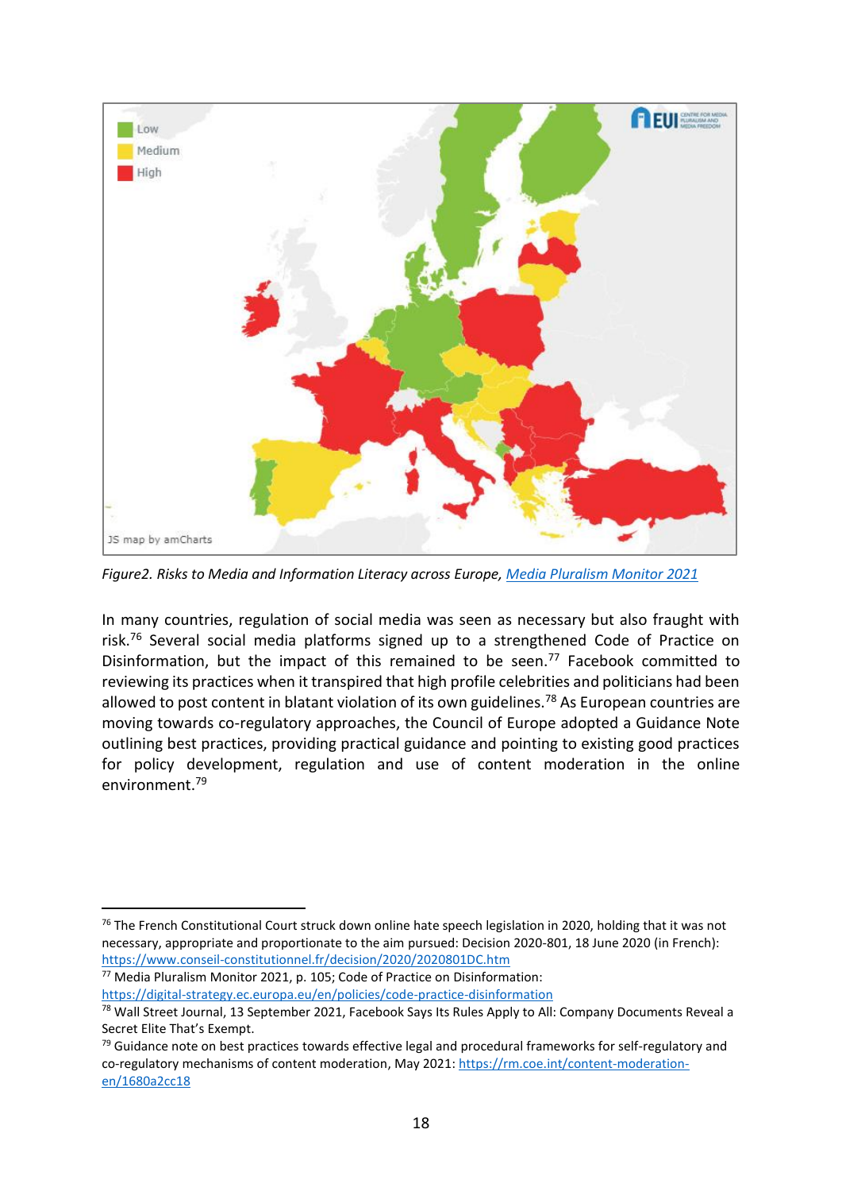*Figure2. Risks to Media and Information Literacy across Europe, [Media Pluralism Monitor 2021](#)*

In many countries, regulation of social media was seen as necessary but also fraught with risk.[76] Several social media platforms signed up to a strengthened Code of Practice on Disinformation, but the impact of this remained to be seen.[77] Facebook committed to reviewing its practices when it transpired that high profile celebrities and politicians had been allowed to post content in blatant violation of its own guidelines.[78] As European countries are moving towards co-regulatory approaches, the Council of Europe adopted a Guidance Note outlining best practices, providing practical guidance and pointing to existing good practices for policy development, regulation and use of content moderation in the online environment.[79]

---

[76] The French Constitutional Court struck down online hate speech legislation in 2020, holding that it was not necessary, appropriate and proportionate to the aim pursued: Decision 2020-801, 18 June 2020 (in French): https://www.conseil-constitutionnel.fr/decision/2020/2020801DC.htm

[77] Media Pluralism Monitor 2021, p. 105; Code of Practice on Disinformation: https://digital-strategy.ec.europa.eu/en/policies/code-practice-disinformation

[78] Wall Street Journal, 13 September 2021, Facebook Says Its Rules Apply to All: Company Documents Reveal a Secret Elite That's Exempt.

[79] Guidance note on best practices towards effective legal and procedural frameworks for self-regulatory and co-regulatory mechanisms of content moderation, May 2021: https://rm.coe.int/content-moderation-en/1680a2cc18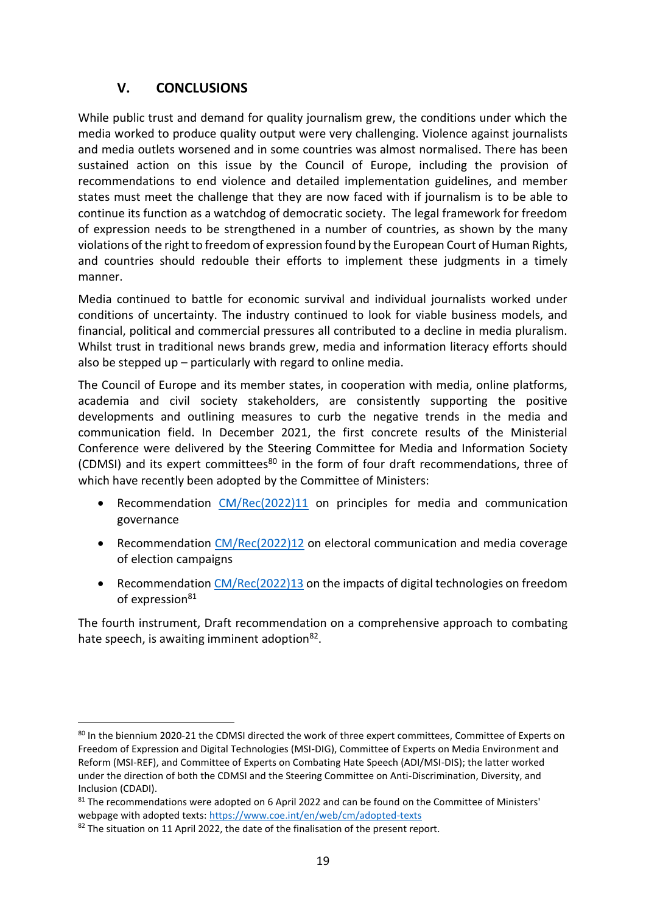## V. CONCLUSIONS

While public trust and demand for quality journalism grew, the conditions under which the media worked to produce quality output were very challenging. Violence against journalists and media outlets worsened and in some countries was almost normalised. There has been sustained action on this issue by the Council of Europe, including the provision of recommendations to end violence and detailed implementation guidelines, and member states must meet the challenge that they are now faced with if journalism is to be able to continue its function as a watchdog of democratic society. The legal framework for freedom of expression needs to be strengthened in a number of countries, as shown by the many violations of the right to freedom of expression found by the European Court of Human Rights, and countries should redouble their efforts to implement these judgments in a timely manner.

Media continued to battle for economic survival and individual journalists worked under conditions of uncertainty. The industry continued to look for viable business models, and financial, political and commercial pressures all contributed to a decline in media pluralism. Whilst trust in traditional news brands grew, media and information literacy efforts should also be stepped up – particularly with regard to online media.

The Council of Europe and its member states, in cooperation with media, online platforms, academia and civil society stakeholders, are consistently supporting the positive developments and outlining measures to curb the negative trends in the media and communication field. In December 2021, the first concrete results of the Ministerial Conference were delivered by the Steering Committee for Media and Information Society (CDMSI) and its expert committees[80] in the form of four draft recommendations, three of which have recently been adopted by the Committee of Ministers:

- Recommendation CM/Rec(2022)11 on principles for media and communication governance
- Recommendation CM/Rec(2022)12 on electoral communication and media coverage of election campaigns
- Recommendation CM/Rec(2022)13 on the impacts of digital technologies on freedom of expression[81]

The fourth instrument, Draft recommendation on a comprehensive approach to combating hate speech, is awaiting imminent adoption[82].

---

[80] In the biennium 2020-21 the CDMSI directed the work of three expert committees, Committee of Experts on Freedom of Expression and Digital Technologies (MSI-DIG), Committee of Experts on Media Environment and Reform (MSI-REF), and Committee of Experts on Combating Hate Speech (ADI/MSI-DIS); the latter worked under the direction of both the CDMSI and the Steering Committee on Anti-Discrimination, Diversity, and Inclusion (CDADI).

[81] The recommendations were adopted on 6 April 2022 and can be found on the Committee of Ministers' webpage with adopted texts: https://www.coe.int/en/web/cm/adopted-texts

[82] The situation on 11 April 2022, the date of the finalisation of the present report.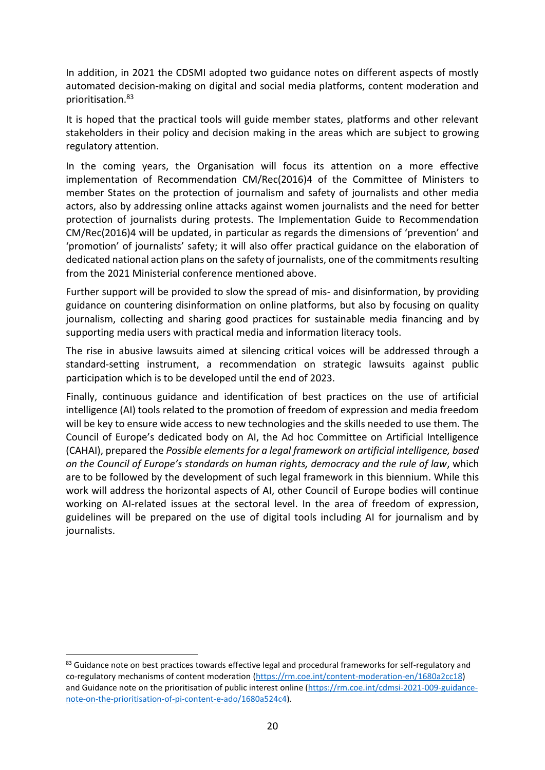In addition, in 2021 the CDSMI adopted two guidance notes on different aspects of mostly automated decision-making on digital and social media platforms, content moderation and prioritisation.[83]

It is hoped that the practical tools will guide member states, platforms and other relevant stakeholders in their policy and decision making in the areas which are subject to growing regulatory attention.

In the coming years, the Organisation will focus its attention on a more effective implementation of Recommendation CM/Rec(2016)4 of the Committee of Ministers to member States on the protection of journalism and safety of journalists and other media actors, also by addressing online attacks against women journalists and the need for better protection of journalists during protests. The Implementation Guide to Recommendation CM/Rec(2016)4 will be updated, in particular as regards the dimensions of 'prevention' and 'promotion' of journalists' safety; it will also offer practical guidance on the elaboration of dedicated national action plans on the safety of journalists, one of the commitments resulting from the 2021 Ministerial conference mentioned above.

Further support will be provided to slow the spread of mis- and disinformation, by providing guidance on countering disinformation on online platforms, but also by focusing on quality journalism, collecting and sharing good practices for sustainable media financing and by supporting media users with practical media and information literacy tools.

The rise in abusive lawsuits aimed at silencing critical voices will be addressed through a standard-setting instrument, a recommendation on strategic lawsuits against public participation which is to be developed until the end of 2023.

Finally, continuous guidance and identification of best practices on the use of artificial intelligence (AI) tools related to the promotion of freedom of expression and media freedom will be key to ensure wide access to new technologies and the skills needed to use them. The Council of Europe's dedicated body on AI, the Ad hoc Committee on Artificial Intelligence (CAHAI), prepared the *Possible elements for a legal framework on artificial intelligence, based on the Council of Europe's standards on human rights, democracy and the rule of law*, which are to be followed by the development of such legal framework in this biennium. While this work will address the horizontal aspects of AI, other Council of Europe bodies will continue working on AI-related issues at the sectoral level. In the area of freedom of expression, guidelines will be prepared on the use of digital tools including AI for journalism and by journalists.

---

[83] Guidance note on best practices towards effective legal and procedural frameworks for self-regulatory and co-regulatory mechanisms of content moderation (https://rm.coe.int/content-moderation-en/1680a2cc18) and Guidance note on the prioritisation of public interest online (https://rm.coe.int/cdmsi-2021-009-guidance-note-on-the-prioritisation-of-pi-content-e-ado/1680a524c4).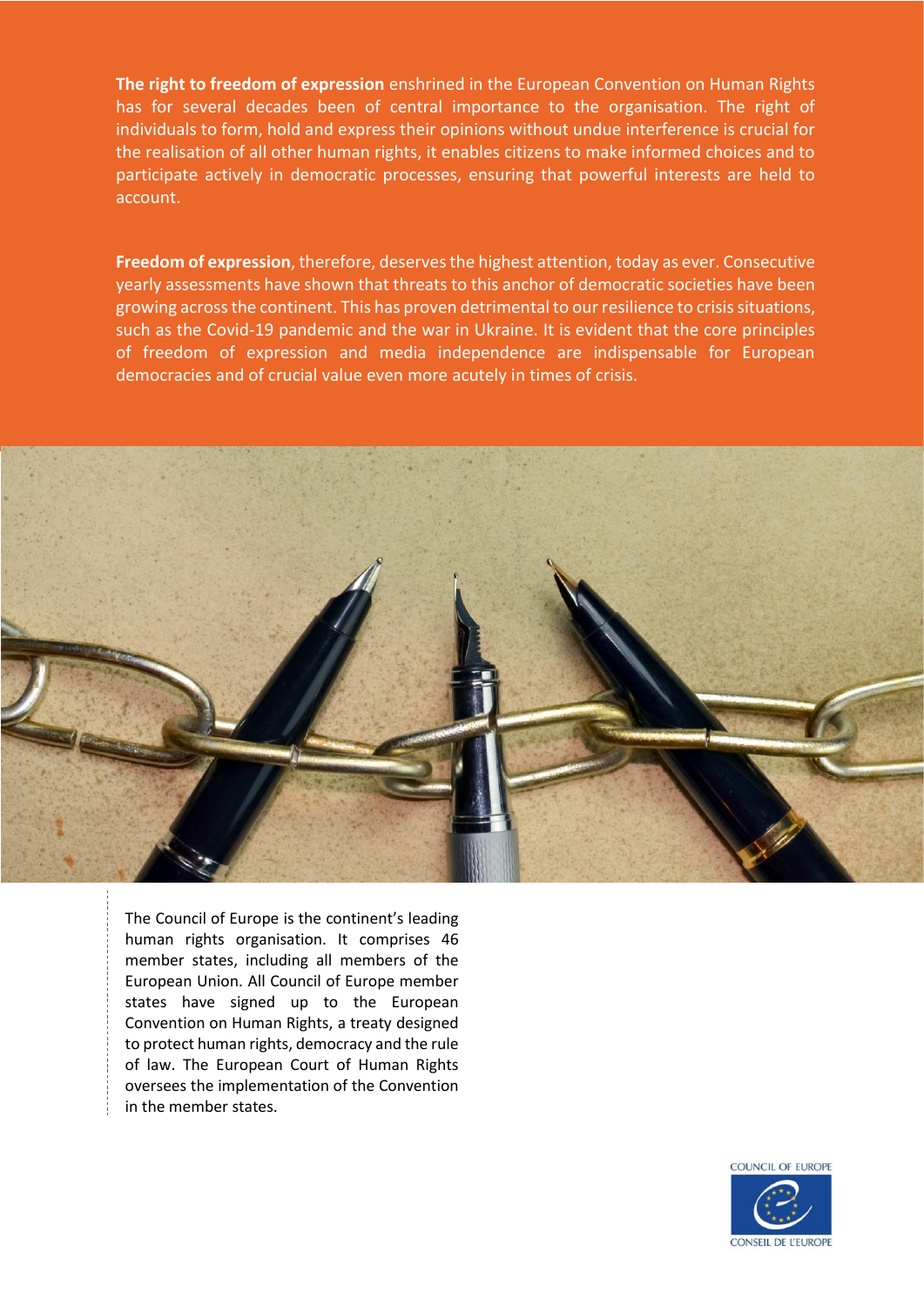**The right to freedom of expression** enshrined in the European Convention on Human Rights has for several decades been of central importance to the organisation. The right of individuals to form, hold and express their opinions without undue interference is crucial for the realisation of all other human rights, it enables citizens to make informed choices and to participate actively in democratic processes, ensuring that powerful interests are held to account.

**Freedom of expression**, therefore, deserves the highest attention, today as ever. Consecutive yearly assessments have shown that threats to this anchor of democratic societies have been growing across the continent. This has proven detrimental to our resilience to crisis situations, such as the Covid-19 pandemic and the war in Ukraine. It is evident that the core principles of freedom of expression and media independence are indispensable for European democracies and of crucial value even more acutely in times of crisis.

The Council of Europe is the continent's leading human rights organisation. It comprises 46 member states, including all members of the European Union. All Council of Europe member states have signed up to the European Convention on Human Rights, a treaty designed to protect human rights, democracy and the rule of law. The European Court of Human Rights oversees the implementation of the Convention in the member states.

COUNCIL OF EUROPE

CONSEIL DE L'EUROPE